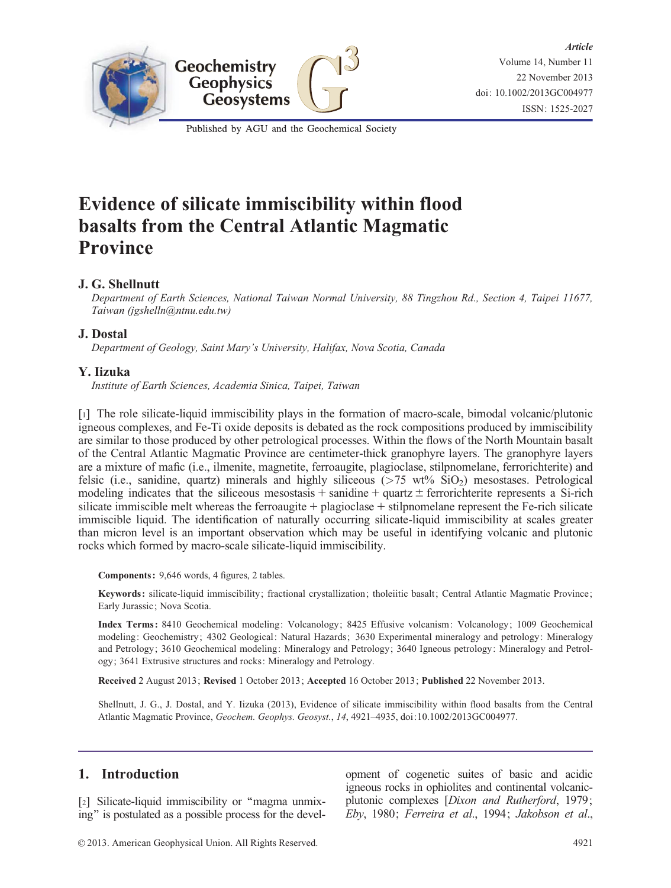# Evidence of silicate immiscibility within flood basalts from the Central Atlantic Magmatic Province

**J. G. Shellnutt**

*Department of Earth Sciences, National Taiwan Normal University, 88 Tingzhou Rd., Section 4, Taipei 11677, Taiwan (jgshelln@ntnu.edu.tw)*

**J. Dostal**

*Department of Geology, Saint Mary's University, Halifax, Nova Scotia, Canada*

**Y. Iizuka**

*Institute of Earth Sciences, Academia Sinica, Taipei, Taiwan*

[1] The role silicate-liquid immiscibility plays in the formation of macro-scale, bimodal volcanic/plutonic igneous complexes, and Fe-Ti oxide deposits is debated as the rock compositions produced by immiscibility are similar to those produced by other petrological processes. Within the flows of the North Mountain basalt of the Central Atlantic Magmatic Province are centimeter-thick granophyre layers. The granophyre layers are a mixture of mafic (i.e., ilmenite, magnetite, ferroaugite, plagioclase, stilpnomelane, ferrorichterite) and felsic (i.e., sanidine, quartz) minerals and highly siliceous (>75 wt% $SiO_2$) mesostases. Petrological modeling indicates that the siliceous mesostasis + sanidine + quartz ± ferrorichterite represents a Si-rich silicate immiscible melt whereas the ferroaugite + plagioclase + stilpnomelane represent the Fe-rich silicate immiscible liquid. The identification of naturally occurring silicate-liquid immiscibility at scales greater than micron level is an important observation which may be useful in identifying volcanic and plutonic rocks which formed by macro-scale silicate-liquid immiscibility.

**Components:** 9,646 words, 4 figures, 2 tables.

**Keywords:** silicate-liquid immiscibility; fractional crystallization; tholeiitic basalt; Central Atlantic Magmatic Province; Early Jurassic; Nova Scotia.

**Index Terms:** 8410 Geochemical modeling: Volcanology; 8425 Effusive volcanism: Volcanology; 1009 Geochemical modeling: Geochemistry; 4302 Geological: Natural Hazards; 3630 Experimental mineralogy and petrology: Mineralogy and Petrology; 3610 Geochemical modeling: Mineralogy and Petrology; 3640 Igneous petrology: Mineralogy and Petrology; 3641 Extrusive structures and rocks: Mineralogy and Petrology.

**Received** 2 August 2013; **Revised** 1 October 2013; **Accepted** 16 October 2013; **Published** 22 November 2013.

Shellnutt, J. G., J. Dostal, and Y. Iizuka (2013), Evidence of silicate immiscibility within flood basalts from the Central Atlantic Magmatic Province, *Geochem. Geophys. Geosyst.*, *14*, 4921–4935, doi:10.1002/2013GC004977.

## 1. Introduction

[2] Silicate-liquid immiscibility or "magma unmixing" is postulated as a possible process for the development of cogenetic suites of basic and acidic igneous rocks in ophiolites and continental volcanic-plutonic complexes [*Dixon and Rutherford*, 1979; *Eby*, 1980; *Ferreira et al.*, 1994; *Jakobson et al.*,

© 2013. American Geophysical Union. All Rights Reserved.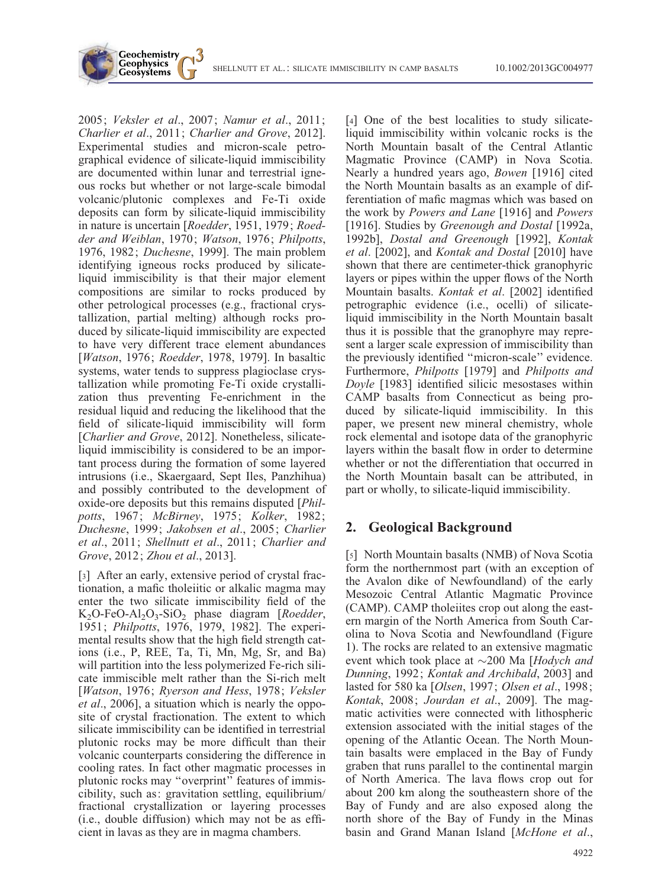2005; *Veksler et al*., 2007; *Namur et al*., 2011; *Charlier et al*., 2011; *Charlier and Grove*, 2012]. Experimental studies and micron-scale petrographical evidence of silicate-liquid immiscibility are documented within lunar and terrestrial igneous rocks but whether or not large-scale bimodal volcanic/plutonic complexes and Fe-Ti oxide deposits can form by silicate-liquid immiscibility in nature is uncertain [*Roedder*, 1951, 1979; *Roedder and Weiblan*, 1970; *Watson*, 1976; *Philpotts*, 1976, 1982; *Duchesne*, 1999]. The main problem identifying igneous rocks produced by silicate-liquid immiscibility is that their major element compositions are similar to rocks produced by other petrological processes (e.g., fractional crystallization, partial melting) although rocks produced by silicate-liquid immiscibility are expected to have very different trace element abundances [*Watson*, 1976; *Roedder*, 1978, 1979]. In basaltic systems, water tends to suppress plagioclase crystallization while promoting Fe-Ti oxide crystallization thus preventing Fe-enrichment in the residual liquid and reducing the likelihood that the field of silicate-liquid immiscibility will form [*Charlier and Grove*, 2012]. Nonetheless, silicate-liquid immiscibility is considered to be an important process during the formation of some layered intrusions (i.e., Skaergaard, Sept Iles, Panzhihua) and possibly contributed to the development of oxide-ore deposits but this remains disputed [*Philpotts*, 1967; *McBirney*, 1975; *Kolker*, 1982; *Duchesne*, 1999; *Jakobsen et al*., 2005; *Charlier et al*., 2011; *Shellnutt et al*., 2011; *Charlier and Grove*, 2012; *Zhou et al*., 2013].

[3] After an early, extensive period of crystal fractionation, a mafic tholeiitic or alkalic magma may enter the two silicate immiscibility field of the $K_2O$-$FeO$-$Al_2O_3$-$SiO_2$ phase diagram [*Roedder*, 1951; *Philpotts*, 1976, 1979, 1982]. The experimental results show that the high field strength cations (i.e., P, REE, Ta, Ti, Mn, Mg, Sr, and Ba) will partition into the less polymerized Fe-rich silicate immiscible melt rather than the Si-rich melt [*Watson*, 1976; *Ryerson and Hess*, 1978; *Veksler et al*., 2006], a situation which is nearly the opposite of crystal fractionation. The extent to which silicate immiscibility can be identified in terrestrial plutonic rocks may be more difficult than their volcanic counterparts considering the difference in cooling rates. In fact other magmatic processes in plutonic rocks may "overprint" features of immiscibility, such as: gravitation settling, equilibrium/fractional crystallization or layering processes (i.e., double diffusion) which may not be as efficient in lavas as they are in magma chambers.

[4] One of the best localities to study silicate-liquid immiscibility within volcanic rocks is the North Mountain basalt of the Central Atlantic Magmatic Province (CAMP) in Nova Scotia. Nearly a hundred years ago, *Bowen* [1916] cited the North Mountain basalts as an example of differentiation of mafic magmas which was based on the work by *Powers and Lane* [1916] and *Powers* [1916]. Studies by *Greenough and Dostal* [1992a, 1992b], *Dostal and Greenough* [1992], *Kontak et al*. [2002], and *Kontak and Dostal* [2010] have shown that there are centimeter-thick granophyric layers or pipes within the upper flows of the North Mountain basalts. *Kontak et al*. [2002] identified petrographic evidence (i.e., ocelli) of silicate-liquid immiscibility in the North Mountain basalt thus it is possible that the granophyre may represent a larger scale expression of immiscibility than the previously identified "micron-scale" evidence. Furthermore, *Philpotts* [1979] and *Philpotts and Doyle* [1983] identified silicic mesostases within CAMP basalts from Connecticut as being produced by silicate-liquid immiscibility. In this paper, we present new mineral chemistry, whole rock elemental and isotope data of the granophyric layers within the basalt flow in order to determine whether or not the differentiation that occurred in the North Mountain basalt can be attributed, in part or wholly, to silicate-liquid immiscibility.

## 2. Geological Background

[5] North Mountain basalts (NMB) of Nova Scotia form the northernmost part (with an exception of the Avalon dike of Newfoundland) of the early Mesozoic Central Atlantic Magmatic Province (CAMP). CAMP tholeiites crop out along the eastern margin of the North America from South Carolina to Nova Scotia and Newfoundland (Figure 1). The rocks are related to an extensive magmatic event which took place at ~200 Ma [*Hodych and Dunning*, 1992; *Kontak and Archibald*, 2003] and lasted for 580 ka [*Olsen*, 1997; *Olsen et al*., 1998; *Kontak*, 2008; *Jourdan et al*., 2009]. The magmatic activities were connected with lithospheric extension associated with the initial stages of the opening of the Atlantic Ocean. The North Mountain basalts were emplaced in the Bay of Fundy graben that runs parallel to the continental margin of North America. The lava flows crop out for about 200 km along the southeastern shore of the Bay of Fundy and are also exposed along the north shore of the Bay of Fundy in the Minas basin and Grand Manan Island [*McHone et al*.,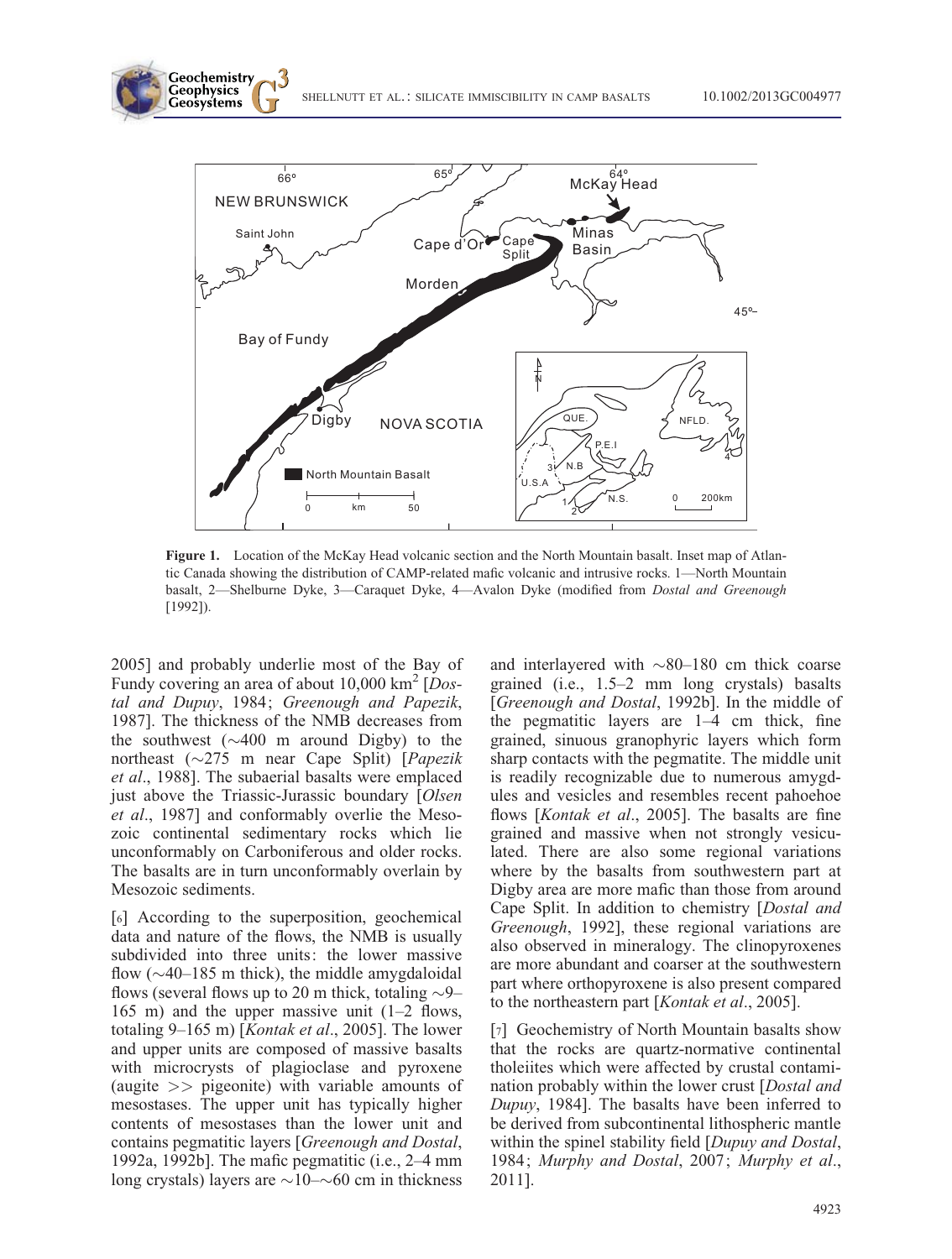**Figure 1.** Location of the McKay Head volcanic section and the North Mountain basalt. Inset map of Atlantic Canada showing the distribution of CAMP-related mafic volcanic and intrusive rocks. 1—North Mountain basalt, 2—Shelburne Dyke, 3—Caraquet Dyke, 4—Avalon Dyke (modified from *Dostal and Greenough* [1992]).

2005] and probably underlie most of the Bay of Fundy covering an area of about 10,000 km$^2$ [*Dostal and Dupuy*, 1984; *Greenough and Papezik*, 1987]. The thickness of the NMB decreases from the southwest (~400 m around Digby) to the northeast (~275 m near Cape Split) [*Papezik et al*., 1988]. The subaerial basalts were emplaced just above the Triassic-Jurassic boundary [*Olsen et al*., 1987] and conformably overlie the Mesozoic continental sedimentary rocks which lie unconformably on Carboniferous and older rocks. The basalts are in turn unconformably overlain by Mesozoic sediments.

[6] According to the superposition, geochemical data and nature of the flows, the NMB is usually subdivided into three units: the lower massive flow (~40–185 m thick), the middle amygdaloidal flows (several flows up to 20 m thick, totaling ~9–165 m) and the upper massive unit (1–2 flows, totaling 9–165 m) [*Kontak et al*., 2005]. The lower and upper units are composed of massive basalts with microcrysts of plagioclase and pyroxene (augite >> pigeonite) with variable amounts of mesostases. The upper unit has typically higher contents of mesostases than the lower unit and contains pegmatitic layers [*Greenough and Dostal*, 1992a, 1992b]. The mafic pegmatitic (i.e., 2–4 mm long crystals) layers are ~10–~60 cm in thickness and interlayered with ~80–180 cm thick coarse grained (i.e., 1.5–2 mm long crystals) basalts [*Greenough and Dostal*, 1992b]. In the middle of the pegmatitic layers are 1–4 cm thick, fine grained, sinuous granophyric layers which form sharp contacts with the pegmatite. The middle unit is readily recognizable due to numerous amygdules and vesicles and resembles recent pahoehoe flows [*Kontak et al*., 2005]. The basalts are fine grained and massive when not strongly vesiculated. There are also some regional variations where by the basalts from southwestern part at Digby area are more mafic than those from around Cape Split. In addition to chemistry [*Dostal and Greenough*, 1992], these regional variations are also observed in mineralogy. The clinopyroxenes are more abundant and coarser at the southwestern part where orthopyroxene is also present compared to the northeastern part [*Kontak et al*., 2005].

[7] Geochemistry of North Mountain basalts show that the rocks are quartz-normative continental tholeiites which were affected by crustal contamination probably within the lower crust [*Dostal and Dupuy*, 1984]. The basalts have been inferred to be derived from subcontinental lithospheric mantle within the spinel stability field [*Dupuy and Dostal*, 1984; *Murphy and Dostal*, 2007; *Murphy et al*., 2011].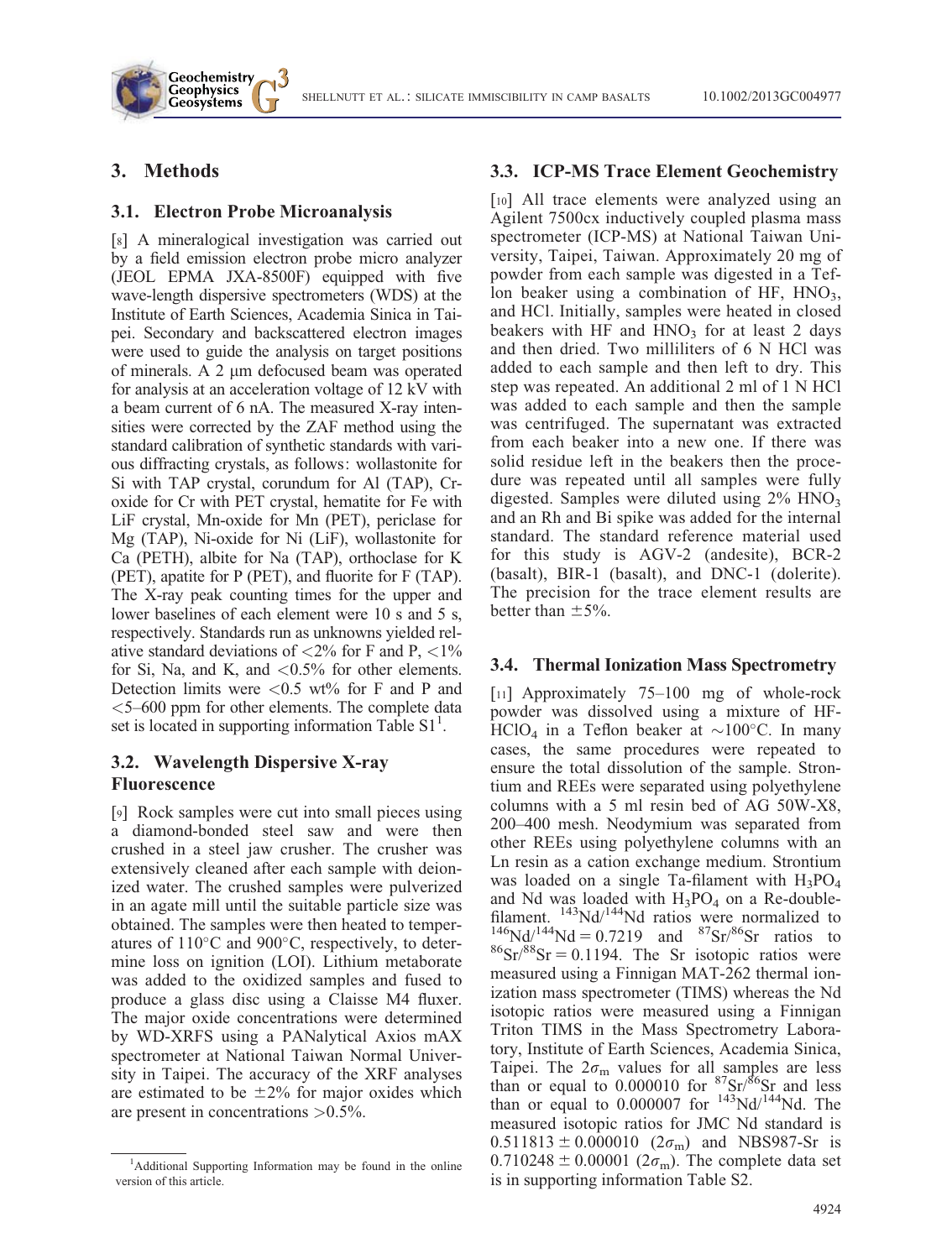## 3. Methods

### 3.1. Electron Probe Microanalysis

[8] A mineralogical investigation was carried out by a field emission electron probe micro analyzer (JEOL EPMA JXA-8500F) equipped with five wave-length dispersive spectrometers (WDS) at the Institute of Earth Sciences, Academia Sinica in Taipei. Secondary and backscattered electron images were used to guide the analysis on target positions of minerals. A 2 μm defocused beam was operated for analysis at an acceleration voltage of 12 kV with a beam current of 6 nA. The measured X-ray intensities were corrected by the ZAF method using the standard calibration of synthetic standards with various diffracting crystals, as follows: wollastonite for Si with TAP crystal, corundum for Al (TAP), Cr-oxide for Cr with PET crystal, hematite for Fe with LiF crystal, Mn-oxide for Mn (PET), periclase for Mg (TAP), Ni-oxide for Ni (LiF), wollastonite for Ca (PETH), albite for Na (TAP), orthoclase for K (PET), apatite for P (PET), and fluorite for F (TAP). The X-ray peak counting times for the upper and lower baselines of each element were 10 s and 5 s, respectively. Standards run as unknowns yielded relative standard deviations of <2% for F and P, <1% for Si, Na, and K, and <0.5% for other elements. Detection limits were <0.5 wt% for F and P and <5–600 ppm for other elements. The complete data set is located in supporting information Table S1[1].

### 3.2. Wavelength Dispersive X-ray Fluorescence

[9] Rock samples were cut into small pieces using a diamond-bonded steel saw and were then crushed in a steel jaw crusher. The crusher was extensively cleaned after each sample with deionized water. The crushed samples were pulverized in an agate mill until the suitable particle size was obtained. The samples were then heated to temperatures of 110°C and 900°C, respectively, to determine loss on ignition (LOI). Lithium metaborate was added to the oxidized samples and fused to produce a glass disc using a Claisse M4 fluxer. The major oxide concentrations were determined by WD-XRFS using a PANalytical Axios mAX spectrometer at National Taiwan Normal University in Taipei. The accuracy of the XRF analyses are estimated to be ±2% for major oxides which are present in concentrations >0.5%.

### 3.3. ICP-MS Trace Element Geochemistry

[10] All trace elements were analyzed using an Agilent 7500cx inductively coupled plasma mass spectrometer (ICP-MS) at National Taiwan University, Taipei, Taiwan. Approximately 20 mg of powder from each sample was digested in a Teflon beaker using a combination of HF, $HNO_3$, and HCl. Initially, samples were heated in closed beakers with HF and $HNO_3$ for at least 2 days and then dried. Two milliliters of 6 N HCl was added to each sample and then left to dry. This step was repeated. An additional 2 ml of 1 N HCl was added to each sample and then the sample was centrifuged. The supernatant was extracted from each beaker into a new one. If there was solid residue left in the beakers then the procedure was repeated until all samples were fully digested. Samples were diluted using 2% $HNO_3$ and an Rh and Bi spike was added for the internal standard. The standard reference material used for this study is AGV-2 (andesite), BCR-2 (basalt), BIR-1 (basalt), and DNC-1 (dolerite). The precision for the trace element results are better than ±5%.

### 3.4. Thermal Ionization Mass Spectrometry

[11] Approximately 75–100 mg of whole-rock powder was dissolved using a mixture of HF-$HClO_4$ in a Teflon beaker at ~100°C. In many cases, the same procedures were repeated to ensure the total dissolution of the sample. Strontium and REEs were separated using polyethylene columns with a 5 ml resin bed of AG 50W-X8, 200–400 mesh. Neodymium was separated from other REEs using polyethylene columns with an Ln resin as a cation exchange medium. Strontium was loaded on a single Ta-filament with $H_3PO_4$ and Nd was loaded with $H_3PO_4$ on a Re-double-filament. $^{143}Nd/^{144}Nd$ ratios were normalized to $^{146}Nd/^{144}Nd = 0.7219$ and $^{87}Sr/^{86}Sr$ ratios to $^{86}Sr/^{88}Sr = 0.1194$. The Sr isotopic ratios were measured using a Finnigan MAT-262 thermal ionization mass spectrometer (TIMS) whereas the Nd isotopic ratios were measured using a Finnigan Triton TIMS in the Mass Spectrometry Laboratory, Institute of Earth Sciences, Academia Sinica, Taipei. The $2\sigma_m$ values for all samples are less than or equal to 0.000010 for $^{87}Sr/^{86}Sr$ and less than or equal to 0.000007 for $^{143}Nd/^{144}Nd$. The measured isotopic ratios for JMC Nd standard is $0.511813 \pm 0.000010$ ($2\sigma_m$) and NBS987-Sr is $0.710248 \pm 0.00001$ ($2\sigma_m$). The complete data set is in supporting information Table S2.

[1] Additional Supporting Information may be found in the online version of this article.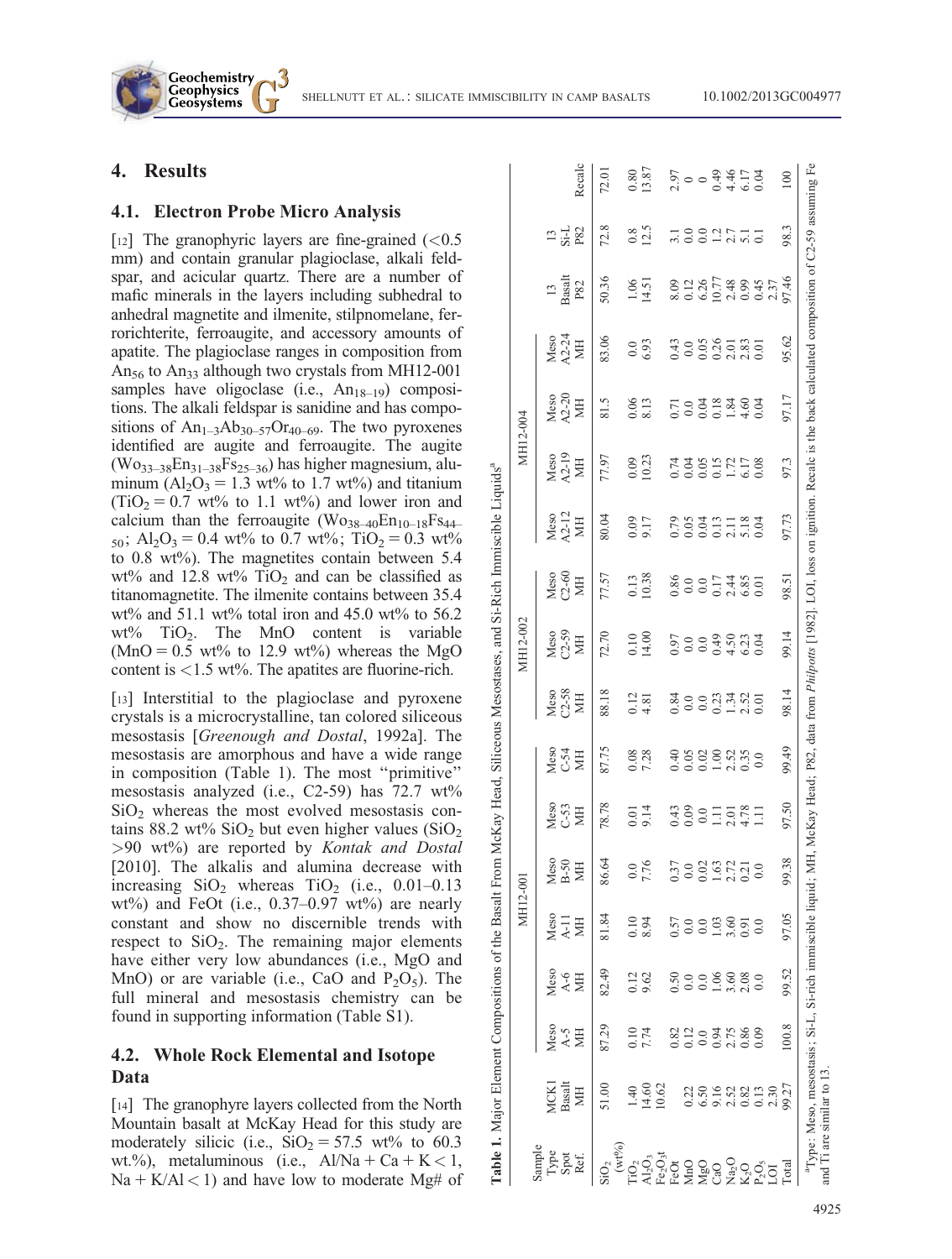## 4. Results

### 4.1. Electron Probe Micro Analysis

[12] The granophyric layers are fine-grained (<0.5 mm) and contain granular plagioclase, alkali feldspar, and acicular quartz. There are a number of mafic minerals in the layers including subhedral to anhedral magnetite and ilmenite, stilpnomelane, ferrorichterite, ferroaugite, and accessory amounts of apatite. The plagioclase ranges in composition from $An_{56}$ to $An_{33}$ although two crystals from MH12-001 samples have oligoclase (i.e., $An_{18-19}$) compositions. The alkali feldspar is sanidine and has compositions of $An_{1-3}Ab_{30-57}Or_{40-69}$. The two pyroxenes identified are augite and ferroaugite. The augite ($Wo_{33-38}En_{31-38}Fs_{25-36}$) has higher magnesium, aluminum ($Al_2O_3$ = 1.3 wt% to 1.7 wt%) and titanium ($TiO_2$ = 0.7 wt% to 1.1 wt%) and lower iron and calcium than the ferroaugite ($Wo_{38-40}En_{10-18}Fs_{44-50}$; $Al_2O_3$ = 0.4 wt% to 0.7 wt%; $TiO_2$ = 0.3 wt% to 0.8 wt%). The magnetites contain between 5.4 wt% and 12.8 wt% $TiO_2$ and can be classified as titanomagnetite. The ilmenite contains between 35.4 wt% and 51.1 wt% total iron and 45.0 wt% to 56.2 wt% $TiO_2$. The MnO content is variable (MnO = 0.5 wt% to 12.9 wt%) whereas the MgO content is <1.5 wt%. The apatites are fluorine-rich.

[13] Interstitial to the plagioclase and pyroxene crystals is a microcrystalline, tan colored siliceous mesostasis [*Greenough and Dostal*, 1992a]. The mesostasis are amorphous and have a wide range in composition (Table 1). The most "primitive" mesostasis analyzed (i.e., C2-59) has 72.7 wt% $SiO_2$ whereas the most evolved mesostasis contains 88.2 wt% $SiO_2$ but even higher values ($SiO_2$ >90 wt%) are reported by *Kontak and Dostal* [2010]. The alkalis and alumina decrease with increasing $SiO_2$ whereas $TiO_2$ (i.e., 0.01–0.13 wt%) and FeOt (i.e., 0.37–0.97 wt%) are nearly constant and show no discernible trends with respect to $SiO_2$. The remaining major elements have either very low abundances (i.e., MgO and MnO) or are variable (i.e., CaO and $P_2O_5$). The full mineral and mesostasis chemistry can be found in supporting information (Table S1).

**Table 1.** Major Element Compositions of the Basalt From McKay Head, Siliceous Mesostases, and Si-Rich Immiscible Liquids[a]

| Sample | MCK1 | MH12-001 | | | | | | MH12-002 | | | MH12-004 | | | | 13 | 13 | |
|---|---|---|---|---|---|---|---|---|---|---|---|---|---|---|---|---|---|
| Type | Basalt | Meso | Meso | Meso | Meso | Meso | Meso | Meso | Meso | Meso | Meso | Meso | Meso | Meso | Basalt | Si-L | |
| Spot | | A-5 | A-6 | A-11 | B-50 | C-53 | C-54 | C2-58 | C2-59 | C2-60 | A2-12 | A2-19 | A2-20 | A2-24 | | | |
| Ref. | MH | MH | MH | MH | MH | MH | MH | MH | MH | MH | MH | MH | MH | MH | P82 | P82 | Recalc |
| $SiO_2$ (wt%) | 51.00 | 87.29 | 82.49 | 81.84 | 86.64 | 78.78 | 87.75 | 88.18 | 72.70 | 77.57 | 80.04 | 77.97 | 81.5 | 83.06 | 50.36 | 72.8 | 72.01 |
| $TiO_2$ | 1.40 | 0.10 | 0.12 | 0.10 | 0.0 | 0.01 | 0.08 | 0.12 | 0.10 | 0.13 | 0.09 | 0.09 | 0.06 | 0.0 | 1.06 | 0.8 | 0.80 |
| $Al_2O_3$ | 14.60 | 7.74 | 9.62 | 8.94 | 7.76 | 9.14 | 7.28 | 4.81 | 14.00 | 10.38 | 9.17 | 10.23 | 8.13 | 6.93 | 14.51 | 12.5 | 13.87 |
| $Fe_2O_3$t | 10.62 | | | | | | | | | | | | | | | | |
| FeOt | | 0.82 | 0.50 | 0.57 | 0.37 | 0.43 | 0.40 | 0.84 | 0.97 | 0.86 | 0.79 | 0.74 | 0.71 | 0.43 | 8.09 | 3.1 | 2.97 |
| MnO | 0.22 | 0.12 | 0.0 | 0.0 | 0.0 | 0.09 | 0.05 | 0.0 | 0.0 | 0.0 | 0.05 | 0.04 | 0.0 | 0.0 | 0.12 | 0.0 | 0 |
| MgO | 6.50 | 0.0 | 0.0 | 0.0 | 0.02 | 0.0 | 0.02 | 0.0 | 0.0 | 0.0 | 0.04 | 0.05 | 0.04 | 0.05 | 6.26 | 0.0 | 0 |
| CaO | 9.16 | 0.94 | 1.06 | 1.03 | 1.63 | 1.11 | 1.00 | 0.23 | 0.49 | 0.17 | 0.13 | 0.15 | 0.18 | 0.26 | 10.77 | 1.2 | 0.49 |
| $Na_2O$ | 2.52 | 2.75 | 3.60 | 3.60 | 2.72 | 2.01 | 2.52 | 1.34 | 4.50 | 2.44 | 2.11 | 1.72 | 1.84 | 2.01 | 2.48 | 2.7 | 4.46 |
| $K_2O$ | 0.82 | 0.86 | 2.08 | 0.91 | 0.21 | 4.78 | 0.35 | 2.52 | 6.23 | 6.85 | 5.18 | 6.17 | 4.60 | 2.83 | 0.99 | 5.1 | 6.17 |
| $P_2O_5$ | 0.13 | 0.09 | 0.0 | 0.0 | 0.0 | 1.11 | 0.0 | 0.01 | 0.04 | 0.01 | 0.04 | 0.08 | 0.04 | 0.01 | 0.45 | 0.1 | 0.04 |
| LOI | 2.30 | | | | | | | | | | | | | | 2.37 | | |
| Total | 99.27 | 100.8 | 99.52 | 97.05 | 99.38 | 97.50 | 99.49 | 98.14 | 99.14 | 98.51 | 97.73 | 97.3 | 97.17 | 95.62 | 97.46 | 98.3 | 100 |

[a]Type: Meso, mesostasis; Si-L, Si-rich immiscible liquid; MH, McKay Head; P82, data from *Philpotts* [1982]. LOI, loss on ignition. Recalc is the back calculated composition of C2-59 assuming Fe and Ti are similar to 13.

### 4.2. Whole Rock Elemental and Isotope Data

[14] The granophyre layers collected from the North Mountain basalt at McKay Head for this study are moderately silicic (i.e., $SiO_2$ = 57.5 wt% to 60.3 wt.%), metaluminous (i.e., $Al/Na + Ca + K < 1$, $Na + K/Al < 1$) and have low to moderate Mg# of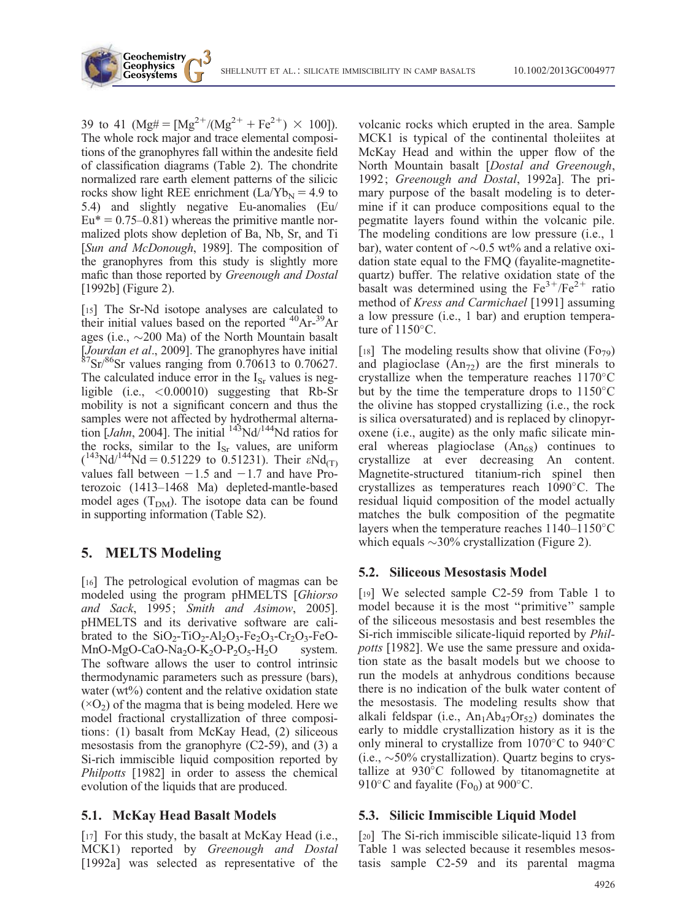39 to 41 (Mg# = [$Mg^{2+}$/($Mg^{2+}$ + $Fe^{2+}$) × 100]). The whole rock major and trace elemental compositions of the granophyres fall within the andesite field of classification diagrams (Table 2). The chondrite normalized rare earth element patterns of the silicic rocks show light REE enrichment ($La/Yb_N$ = 4.9 to 5.4) and slightly negative Eu-anomalies (Eu/Eu* = 0.75–0.81) whereas the primitive mantle normalized plots show depletion of Ba, Nb, Sr, and Ti [*Sun and McDonough*, 1989]. The composition of the granophyres from this study is slightly more mafic than those reported by *Greenough and Dostal* [1992b] (Figure 2).

[15] The Sr-Nd isotope analyses are calculated to their initial values based on the reported $^{40}Ar$-$^{39}Ar$ ages (i.e., ∼200 Ma) of the North Mountain basalt [*Jourdan et al*., 2009]. The granophyres have initial $^{87}Sr/^{86}Sr$ values ranging from 0.70613 to 0.70627. The calculated induce error in the $I_{Sr}$ values is negligible (i.e., <0.00010) suggesting that Rb-Sr mobility is not a significant concern and thus the samples were not affected by hydrothermal alternation [*Jahn*, 2004]. The initial $^{143}Nd/^{144}Nd$ ratios for the rocks, similar to the $I_{Sr}$ values, are uniform ($^{143}Nd/^{144}Nd$ = 0.51229 to 0.51231). Their $\varepsilon Nd_{(T)}$ values fall between −1.5 and −1.7 and have Proterozoic (1413–1468 Ma) depleted-mantle-based model ages ($T_{DM}$). The isotope data can be found in supporting information (Table S2).

## 5. MELTS Modeling

[16] The petrological evolution of magmas can be modeled using the program pHMELTS [*Ghiorso and Sack*, 1995; *Smith and Asimow*, 2005]. pHMELTS and its derivative software are calibrated to the $SiO_2$-$TiO_2$-$Al_2O_3$-$Fe_2O_3$-$Cr_2O_3$-FeO-MnO-MgO-CaO-$Na_2O$-$K_2O$-$P_2O_5$-$H_2O$ system. The software allows the user to control intrinsic thermodynamic parameters such as pressure (bars), water (wt%) content and the relative oxidation state (×$O_2$) of the magma that is being modeled. Here we model fractional crystallization of three compositions: (1) basalt from McKay Head, (2) siliceous mesostasis from the granophyre (C2-59), and (3) a Si-rich immiscible liquid composition reported by *Philpotts* [1982] in order to assess the chemical evolution of the liquids that are produced.

### 5.1. McKay Head Basalt Models

[17] For this study, the basalt at McKay Head (i.e., MCK1) reported by *Greenough and Dostal* [1992a] was selected as representative of the volcanic rocks which erupted in the area. Sample MCK1 is typical of the continental tholeiites at McKay Head and within the upper flow of the North Mountain basalt [*Dostal and Greenough*, 1992; *Greenough and Dostal*, 1992a]. The primary purpose of the basalt modeling is to determine if it can produce compositions equal to the pegmatite layers found within the volcanic pile. The modeling conditions are low pressure (i.e., 1 bar), water content of ∼0.5 wt% and a relative oxidation state equal to the FMQ (fayalite-magnetite-quartz) buffer. The relative oxidation state of the basalt was determined using the $Fe^{3+}/Fe^{2+}$ ratio method of *Kress and Carmichael* [1991] assuming a low pressure (i.e., 1 bar) and eruption temperature of 1150°C.

[18] The modeling results show that olivine ($Fo_{79}$) and plagioclase ($An_{72}$) are the first minerals to crystallize when the temperature reaches 1170°C but by the time the temperature drops to 1150°C the olivine has stopped crystallizing (i.e., the rock is silica oversaturated) and is replaced by clinopyroxene (i.e., augite) as the only mafic silicate mineral whereas plagioclase ($An_{68}$) continues to crystallize at ever decreasing An content. Magnetite-structured titanium-rich spinel then crystallizes as temperatures reach 1090°C. The residual liquid composition of the model actually matches the bulk composition of the pegmatite layers when the temperature reaches 1140–1150°C which equals ∼30% crystallization (Figure 2).

### 5.2. Siliceous Mesostasis Model

[19] We selected sample C2-59 from Table 1 to model because it is the most "primitive" sample of the siliceous mesostasis and best resembles the Si-rich immiscible silicate-liquid reported by *Philpotts* [1982]. We use the same pressure and oxidation state as the basalt models but we choose to run the models at anhydrous conditions because there is no indication of the bulk water content of the mesostasis. The modeling results show that alkali feldspar (i.e., $An_1Ab_{47}Or_{52}$) dominates the early to middle crystallization history as it is the only mineral to crystallize from 1070°C to 940°C (i.e., ∼50% crystallization). Quartz begins to crystallize at 930°C followed by titanomagnetite at 910°C and fayalite ($Fo_0$) at 900°C.

### 5.3. Silicic Immiscible Liquid Model

[20] The Si-rich immiscible silicate-liquid 13 from Table 1 was selected because it resembles mesostasis sample C2-59 and its parental magma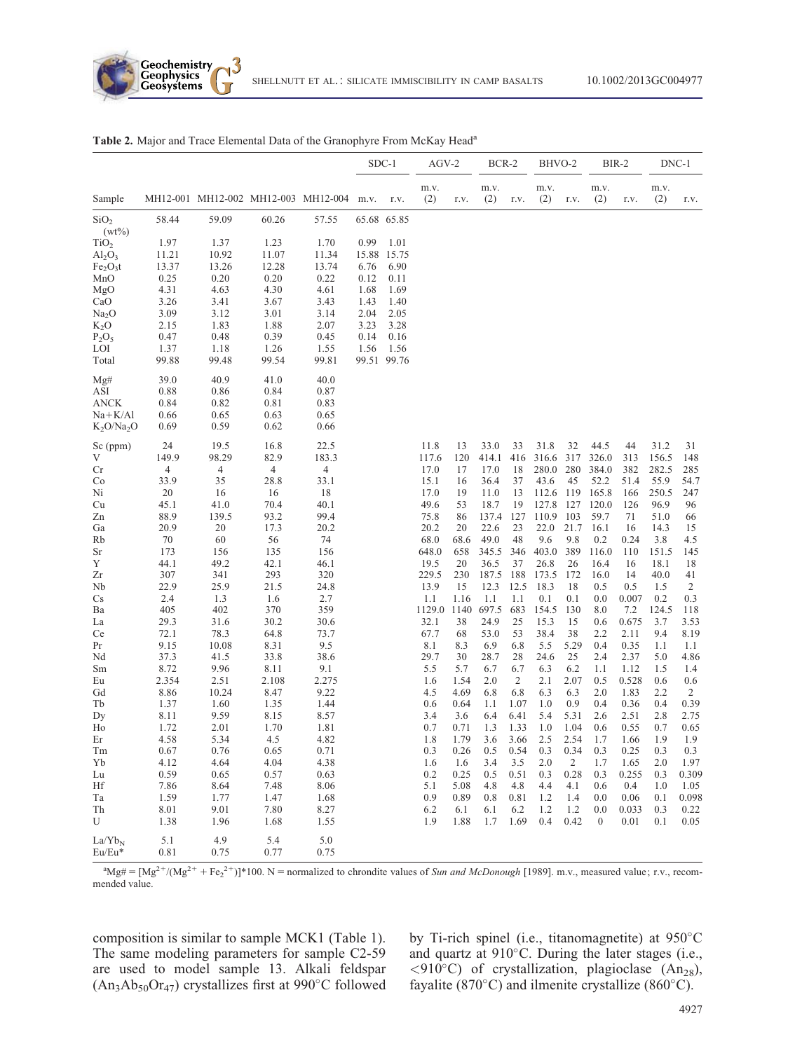**Table 2.** Major and Trace Elemental Data of the Granophyre From McKay Head[a]

| Sample | MH12-001 | MH12-002 | MH12-003 | MH12-004 | SDC-1 m.v. | SDC-1 r.v. | AGV-2 m.v. (2) | AGV-2 r.v. | BCR-2 m.v. (2) | BCR-2 r.v. | BHVO-2 m.v. (2) | BHVO-2 r.v. | BIR-2 m.v. (2) | BIR-2 r.v. | DNC-1 m.v. (2) | DNC-1 r.v. |
|---|---|---|---|---|---|---|---|---|---|---|---|---|---|---|---|---|
| $SiO_2$ (wt%) | 58.44 | 59.09 | 60.26 | 57.55 | 65.68 | 65.85 | | | | | | | | | | |
| $TiO_2$ | 1.97 | 1.37 | 1.23 | 1.70 | 0.99 | 1.01 | | | | | | | | | | |
| $Al_2O_3$ | 11.21 | 10.92 | 11.07 | 11.34 | 15.88 | 15.75 | | | | | | | | | | |
| $Fe_2O_3t$ | 13.37 | 13.26 | 12.28 | 13.74 | 6.76 | 6.90 | | | | | | | | | | |
| MnO | 0.25 | 0.20 | 0.20 | 0.22 | 0.12 | 0.11 | | | | | | | | | | |
| MgO | 4.31 | 4.63 | 4.30 | 4.61 | 1.68 | 1.69 | | | | | | | | | | |
| CaO | 3.26 | 3.41 | 3.67 | 3.43 | 1.43 | 1.40 | | | | | | | | | | |
| $Na_2O$ | 3.09 | 3.12 | 3.01 | 3.14 | 2.04 | 2.05 | | | | | | | | | | |
| $K_2O$ | 2.15 | 1.83 | 1.88 | 2.07 | 3.23 | 3.28 | | | | | | | | | | |
| $P_2O_5$ | 0.47 | 0.48 | 0.39 | 0.45 | 0.14 | 0.16 | | | | | | | | | | |
| LOI | 1.37 | 1.18 | 1.26 | 1.55 | 1.56 | 1.56 | | | | | | | | | | |
| Total | 99.88 | 99.48 | 99.54 | 99.81 | 99.51 | 99.76 | | | | | | | | | | |
| Mg# | 39.0 | 40.9 | 41.0 | 40.0 | | | | | | | | | | | | |
| ASI | 0.88 | 0.86 | 0.84 | 0.87 | | | | | | | | | | | | |
| ANCK | 0.84 | 0.82 | 0.81 | 0.83 | | | | | | | | | | | | |
| Na+K/Al | 0.66 | 0.65 | 0.63 | 0.65 | | | | | | | | | | | | |
| $K_2O/Na_2O$ | 0.69 | 0.59 | 0.62 | 0.66 | | | | | | | | | | | | |
| Sc (ppm) | 24 | 19.5 | 16.8 | 22.5 | | | 11.8 | 13 | 33.0 | 33 | 31.8 | 32 | 44.5 | 44 | 31.2 | 31 |
| V | 149.9 | 98.29 | 82.9 | 183.3 | | | 117.6 | 120 | 414.1 | 416 | 316.6 | 317 | 326.0 | 313 | 156.5 | 148 |
| Cr | 4 | 4 | 4 | 4 | | | 17.0 | 17 | 17.0 | 18 | 280.0 | 280 | 384.0 | 382 | 282.5 | 285 |
| Co | 33.9 | 35 | 28.8 | 33.1 | | | 15.1 | 16 | 36.4 | 37 | 43.6 | 45 | 52.2 | 51.4 | 55.9 | 54.7 |
| Ni | 20 | 16 | 16 | 18 | | | 17.0 | 19 | 11.0 | 13 | 112.6 | 119 | 165.8 | 166 | 250.5 | 247 |
| Cu | 45.1 | 41.0 | 70.4 | 40.1 | | | 49.6 | 53 | 18.7 | 19 | 127.8 | 127 | 120.0 | 126 | 96.9 | 96 |
| Zn | 88.9 | 139.5 | 93.2 | 99.4 | | | 75.8 | 86 | 137.4 | 127 | 110.9 | 103 | 59.7 | 71 | 51.0 | 66 |
| Ga | 20.9 | 20 | 17.3 | 20.2 | | | 20.2 | 20 | 22.6 | 23 | 22.0 | 21.7 | 16.1 | 16 | 14.3 | 15 |
| Rb | 70 | 60 | 56 | 74 | | | 68.0 | 68.6 | 49.0 | 48 | 9.6 | 9.8 | 0.2 | 0.24 | 3.8 | 4.5 |
| Sr | 173 | 156 | 135 | 156 | | | 648.0 | 658 | 345.5 | 346 | 403.0 | 389 | 116.0 | 110 | 151.5 | 145 |
| Y | 44.1 | 49.2 | 42.1 | 46.1 | | | 19.5 | 20 | 36.5 | 37 | 26.8 | 26 | 16.4 | 16 | 18.1 | 18 |
| Zr | 307 | 341 | 293 | 320 | | | 229.5 | 230 | 187.5 | 188 | 173.5 | 172 | 16.0 | 14 | 40.0 | 41 |
| Nb | 22.9 | 25.9 | 21.5 | 24.8 | | | 13.9 | 15 | 12.3 | 12.5 | 18.3 | 18 | 0.5 | 0.5 | 1.5 | 2 |
| Cs | 2.4 | 1.3 | 1.6 | 2.7 | | | 1.1 | 1.16 | 1.1 | 1.1 | 0.1 | 0.1 | 0.0 | 0.007 | 0.2 | 0.3 |
| Ba | 405 | 402 | 370 | 359 | | | 1129.0 | 1140 | 697.5 | 683 | 154.5 | 130 | 8.0 | 7.2 | 124.5 | 118 |
| La | 29.3 | 31.6 | 30.2 | 30.6 | | | 32.1 | 38 | 24.9 | 25 | 15.3 | 15 | 0.6 | 0.675 | 3.7 | 3.53 |
| Ce | 72.1 | 78.3 | 64.8 | 73.7 | | | 67.7 | 68 | 53.0 | 53 | 38.4 | 38 | 2.2 | 2.11 | 9.4 | 8.19 |
| Pr | 9.15 | 10.08 | 8.31 | 9.5 | | | 8.1 | 8.3 | 6.9 | 6.8 | 5.5 | 5.29 | 0.4 | 0.35 | 1.1 | 1.1 |
| Nd | 37.3 | 41.5 | 33.8 | 38.6 | | | 29.7 | 30 | 28.7 | 28 | 24.6 | 25 | 2.4 | 2.37 | 5.0 | 4.86 |
| Sm | 8.72 | 9.96 | 8.11 | 9.1 | | | 5.5 | 5.7 | 6.7 | 6.7 | 6.3 | 6.2 | 1.1 | 1.12 | 1.5 | 1.4 |
| Eu | 2.354 | 2.51 | 2.108 | 2.275 | | | 1.6 | 1.54 | 2.0 | 2 | 2.1 | 2.07 | 0.5 | 0.528 | 0.6 | 0.6 |
| Gd | 8.86 | 10.24 | 8.47 | 9.22 | | | 4.5 | 4.69 | 6.8 | 6.8 | 6.3 | 6.3 | 2.0 | 1.83 | 2.2 | 2 |
| Tb | 1.37 | 1.60 | 1.35 | 1.44 | | | 0.6 | 0.64 | 1.1 | 1.07 | 1.0 | 0.9 | 0.4 | 0.36 | 0.4 | 0.39 |
| Dy | 8.11 | 9.59 | 8.15 | 8.57 | | | 3.4 | 3.6 | 6.4 | 6.41 | 5.4 | 5.31 | 2.6 | 2.51 | 2.8 | 2.75 |
| Ho | 1.72 | 2.01 | 1.70 | 1.81 | | | 0.7 | 0.71 | 1.3 | 1.33 | 1.0 | 1.04 | 0.6 | 0.55 | 0.7 | 0.65 |
| Er | 4.58 | 5.34 | 4.5 | 4.82 | | | 1.8 | 1.79 | 3.6 | 3.66 | 2.5 | 2.54 | 1.7 | 1.66 | 1.9 | 1.9 |
| Tm | 0.67 | 0.76 | 0.65 | 0.71 | | | 0.3 | 0.26 | 0.5 | 0.54 | 0.3 | 0.34 | 0.3 | 0.25 | 0.3 | 0.3 |
| Yb | 4.12 | 4.64 | 4.04 | 4.38 | | | 1.6 | 1.6 | 3.4 | 3.5 | 2.0 | 2 | 1.7 | 1.65 | 2.0 | 1.97 |
| Lu | 0.59 | 0.65 | 0.57 | 0.63 | | | 0.2 | 0.25 | 0.5 | 0.51 | 0.3 | 0.28 | 0.3 | 0.255 | 0.3 | 0.309 |
| Hf | 7.86 | 8.64 | 7.48 | 8.06 | | | 5.1 | 5.08 | 4.8 | 4.8 | 4.4 | 4.1 | 0.6 | 0.4 | 1.0 | 1.05 |
| Ta | 1.59 | 1.77 | 1.47 | 1.68 | | | 0.9 | 0.89 | 0.8 | 0.81 | 1.2 | 1.4 | 0.0 | 0.06 | 0.1 | 0.098 |
| Th | 8.01 | 9.01 | 7.80 | 8.27 | | | 6.2 | 6.1 | 6.1 | 6.2 | 1.2 | 1.2 | 0.0 | 0.033 | 0.3 | 0.22 |
| U | 1.38 | 1.96 | 1.68 | 1.55 | | | 1.9 | 1.88 | 1.7 | 1.69 | 0.4 | 0.42 | 0 | 0.01 | 0.1 | 0.05 |
| $La/Yb_N$ | 5.1 | 4.9 | 5.4 | 5.0 | | | | | | | | | | | | |
| Eu/Eu* | 0.81 | 0.75 | 0.77 | 0.75 | | | | | | | | | | | | |

[a] Mg# = $[Mg^{2+}/(Mg^{2+} + Fe_2^{2+})]*100$. N = normalized to chrondite values of *Sun and McDonough* [1989]. m.v., measured value; r.v., recommended value.

composition is similar to sample MCK1 (Table 1). The same modeling parameters for sample C2-59 are used to model sample 13. Alkali feldspar ($An_3Ab_{50}Or_{47}$) crystallizes first at 990°C followed by Ti-rich spinel (i.e., titanomagnetite) at 950°C and quartz at 910°C. During the later stages (i.e., <910°C) of crystallization, plagioclase ($An_{28}$), fayalite (870°C) and ilmenite crystallize (860°C).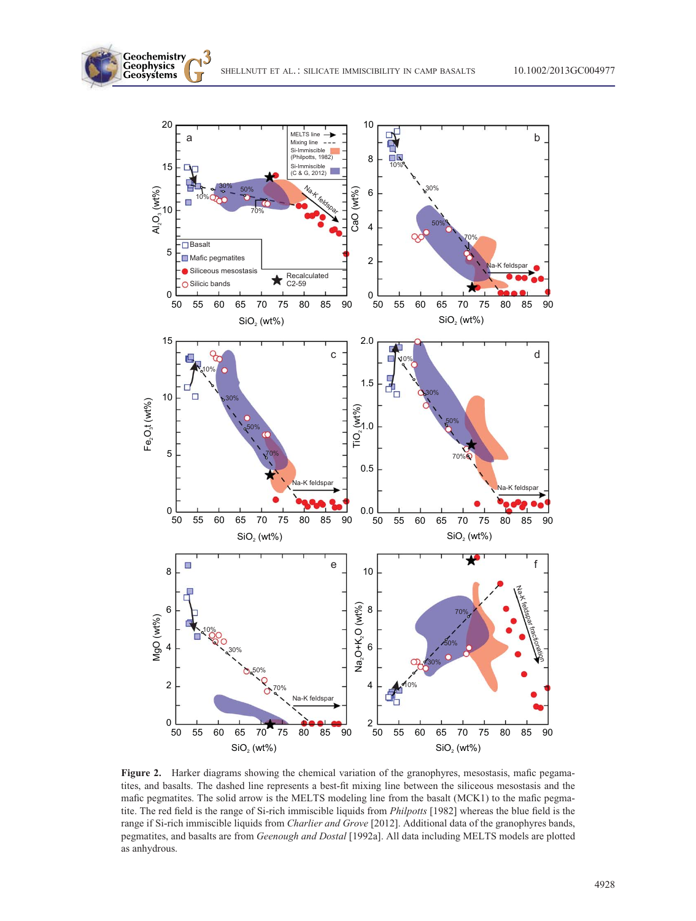**Figure 2.** Harker diagrams showing the chemical variation of the granophyres, mesostasis, mafic pegamatites, and basalts. The dashed line represents a best-fit mixing line between the siliceous mesostasis and the mafic pegmatites. The solid arrow is the MELTS modeling line from the basalt (MCK1) to the mafic pegmatite. The red field is the range of Si-rich immiscible liquids from *Philpotts* [1982] whereas the blue field is the range if Si-rich immiscible liquids from *Charlier and Grove* [2012]. Additional data of the granophyres bands, pegmatites, and basalts are from *Geenough and Dostal* [1992a]. All data including MELTS models are plotted as anhydrous.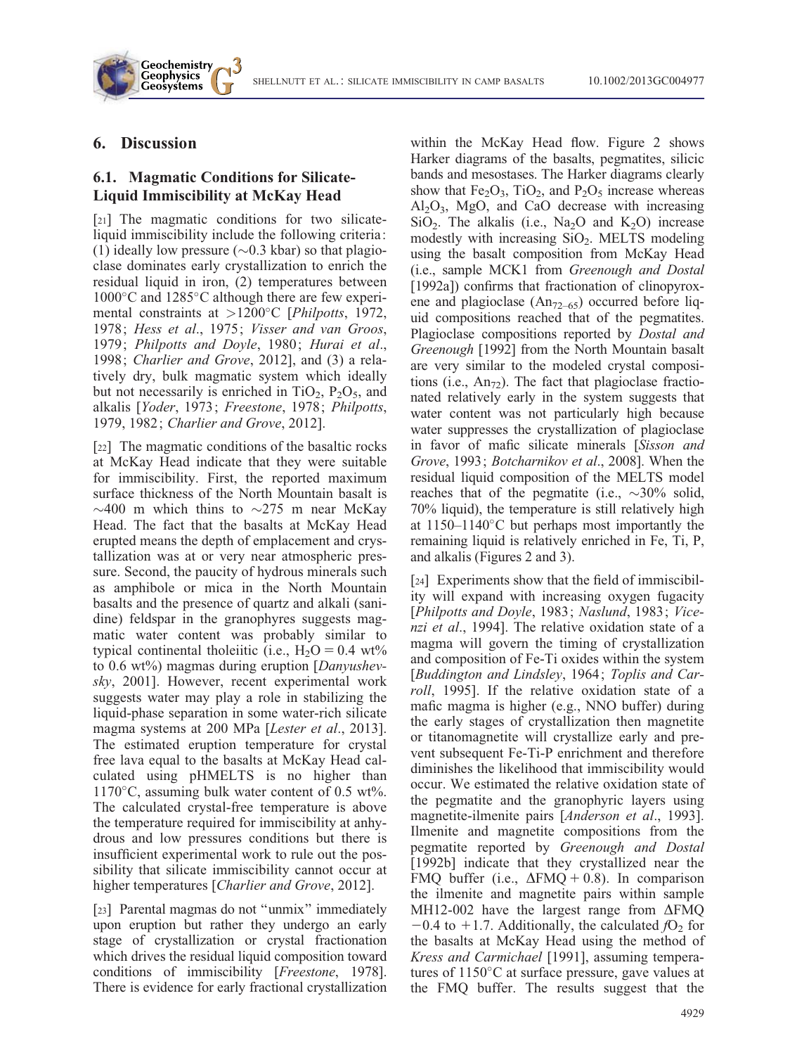## 6. Discussion

### 6.1. Magmatic Conditions for Silicate-Liquid Immiscibility at McKay Head

[21] The magmatic conditions for two silicate-liquid immiscibility include the following criteria: (1) ideally low pressure (~0.3 kbar) so that plagioclase dominates early crystallization to enrich the residual liquid in iron, (2) temperatures between 1000°C and 1285°C although there are few experimental constraints at >1200°C [*Philpotts*, 1972, 1978; *Hess et al*., 1975; *Visser and van Groos*, 1979; *Philpotts and Doyle*, 1980; *Hurai et al*., 1998; *Charlier and Grove*, 2012], and (3) a relatively dry, bulk magmatic system which ideally but not necessarily is enriched in $TiO_2$, $P_2O_5$, and alkalis [*Yoder*, 1973; *Freestone*, 1978; *Philpotts*, 1979, 1982; *Charlier and Grove*, 2012].

[22] The magmatic conditions of the basaltic rocks at McKay Head indicate that they were suitable for immiscibility. First, the reported maximum surface thickness of the North Mountain basalt is ~400 m which thins to ~275 m near McKay Head. The fact that the basalts at McKay Head erupted means the depth of emplacement and crystallization was at or very near atmospheric pressure. Second, the paucity of hydrous minerals such as amphibole or mica in the North Mountain basalts and the presence of quartz and alkali (sanidine) feldspar in the granophyres suggests magmatic water content was probably similar to typical continental tholeiitic (i.e., $H_2O$ = 0.4 wt% to 0.6 wt%) magmas during eruption [*Danyushevsky*, 2001]. However, recent experimental work suggests water may play a role in stabilizing the liquid-phase separation in some water-rich silicate magma systems at 200 MPa [*Lester et al*., 2013]. The estimated eruption temperature for crystal free lava equal to the basalts at McKay Head calculated using pHMELTS is no higher than 1170°C, assuming bulk water content of 0.5 wt%. The calculated crystal-free temperature is above the temperature required for immiscibility at anhydrous and low pressures conditions but there is insufficient experimental work to rule out the possibility that silicate immiscibility cannot occur at higher temperatures [*Charlier and Grove*, 2012].

[23] Parental magmas do not "unmix" immediately upon eruption but rather they undergo an early stage of crystallization or crystal fractionation which drives the residual liquid composition toward conditions of immiscibility [*Freestone*, 1978]. There is evidence for early fractional crystallization within the McKay Head flow. Figure 2 shows Harker diagrams of the basalts, pegmatites, silicic bands and mesostases. The Harker diagrams clearly show that $Fe_2O_3$, $TiO_2$, and $P_2O_5$ increase whereas $Al_2O_3$, MgO, and CaO decrease with increasing $SiO_2$. The alkalis (i.e., $Na_2O$ and $K_2O$) increase modestly with increasing $SiO_2$. MELTS modeling using the basalt composition from McKay Head (i.e., sample MCK1 from *Greenough and Dostal* [1992a]) confirms that fractionation of clinopyroxene and plagioclase ($An_{72-65}$) occurred before liquid compositions reached that of the pegmatites. Plagioclase compositions reported by *Dostal and Greenough* [1992] from the North Mountain basalt are very similar to the modeled crystal compositions (i.e., $An_{72}$). The fact that plagioclase fractionated relatively early in the system suggests that water content was not particularly high because water suppresses the crystallization of plagioclase in favor of mafic silicate minerals [*Sisson and Grove*, 1993; *Botcharnikov et al*., 2008]. When the residual liquid composition of the MELTS model reaches that of the pegmatite (i.e., ~30% solid, 70% liquid), the temperature is still relatively high at 1150–1140°C but perhaps most importantly the remaining liquid is relatively enriched in Fe, Ti, P, and alkalis (Figures 2 and 3).

[24] Experiments show that the field of immiscibility will expand with increasing oxygen fugacity [*Philpotts and Doyle*, 1983; *Naslund*, 1983; *Vicenzi et al*., 1994]. The relative oxidation state of a magma will govern the timing of crystallization and composition of Fe-Ti oxides within the system [*Buddington and Lindsley*, 1964; *Toplis and Carroll*, 1995]. If the relative oxidation state of a mafic magma is higher (e.g., NNO buffer) during the early stages of crystallization then magnetite or titanomagnetite will crystallize early and prevent subsequent Fe-Ti-P enrichment and therefore diminishes the likelihood that immiscibility would occur. We estimated the relative oxidation state of the pegmatite and the granophyric layers using magnetite-ilmenite pairs [*Anderson et al*., 1993]. Ilmenite and magnetite compositions from the pegmatite reported by *Greenough and Dostal* [1992b] indicate that they crystallized near the FMQ buffer (i.e., $\Delta$FMQ + 0.8). In comparison the ilmenite and magnetite pairs within sample MH12-002 have the largest range from $\Delta$FMQ −0.4 to +1.7. Additionally, the calculated $fO_2$ for the basalts at McKay Head using the method of *Kress and Carmichael* [1991], assuming temperatures of 1150°C at surface pressure, gave values at the FMQ buffer. The results suggest that the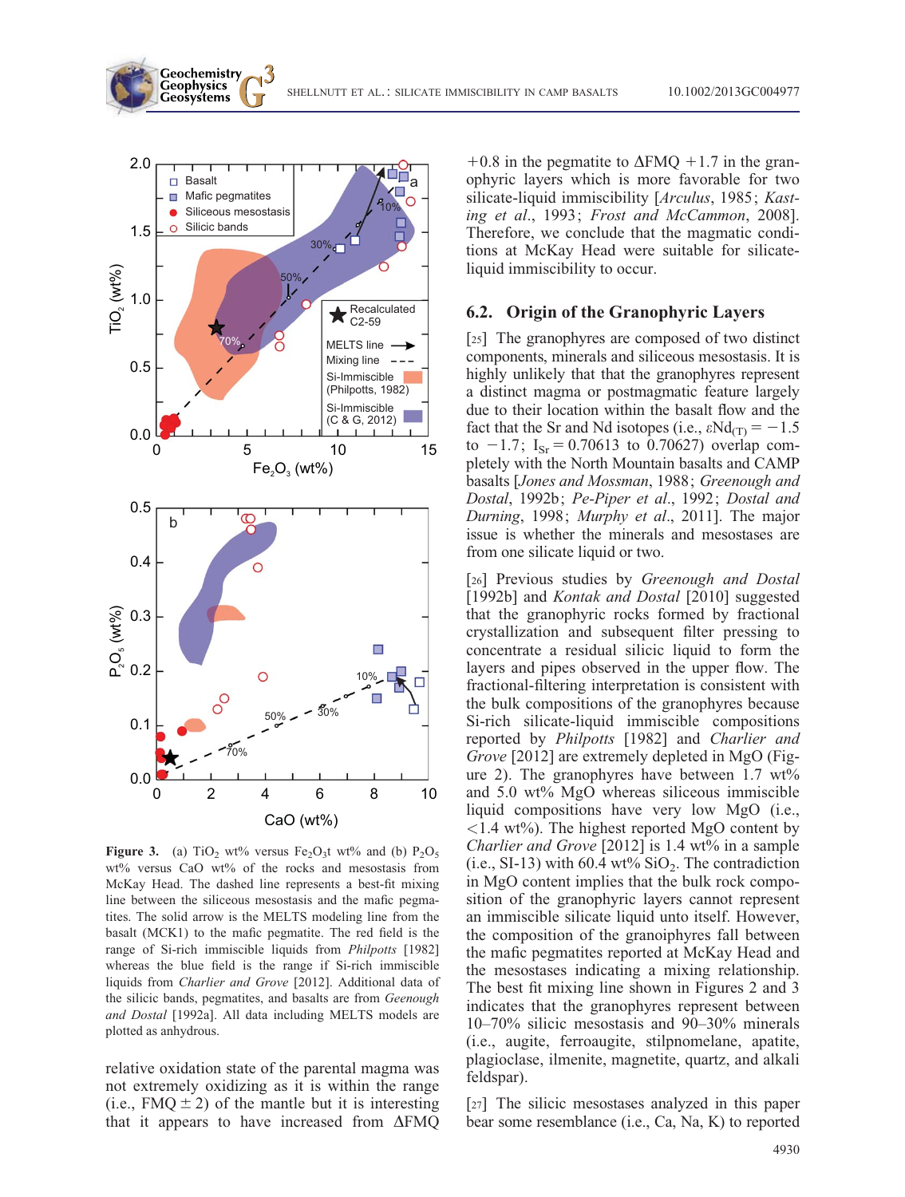**Figure 3.** (a) $TiO_2$ wt% versus $Fe_2O_3$t wt% and (b) $P_2O_5$ wt% versus CaO wt% of the rocks and mesostasis from McKay Head. The dashed line represents a best-fit mixing line between the siliceous mesostasis and the mafic pegmatites. The solid arrow is the MELTS modeling line from the basalt (MCK1) to the mafic pegmatite. The red field is the range of Si-rich immiscible liquids from *Philpotts* [1982] whereas the blue field is the range if Si-rich immiscible liquids from *Charlier and Grove* [2012]. Additional data of the silicic bands, pegmatites, and basalts are from *Geenough and Dostal* [1992a]. All data including MELTS models are plotted as anhydrous.

relative oxidation state of the parental magma was not extremely oxidizing as it is within the range (i.e., FMQ ± 2) of the mantle but it is interesting that it appears to have increased from ΔFMQ +0.8 in the pegmatite to ΔFMQ +1.7 in the granophyric layers which is more favorable for two silicate-liquid immiscibility [*Arculus*, 1985; *Kasting et al.*, 1993; *Frost and McCammon*, 2008]. Therefore, we conclude that the magmatic conditions at McKay Head were suitable for silicate-liquid immiscibility to occur.

## 6.2. Origin of the Granophyric Layers

[25] The granophyres are composed of two distinct components, minerals and siliceous mesostasis. It is highly unlikely that that the granophyres represent a distinct magma or postmagmatic feature largely due to their location within the basalt flow and the fact that the Sr and Nd isotopes (i.e., $\varepsilon Nd_{(T)} = -1.5$ to $-1.7$; $I_{Sr} = 0.70613$ to $0.70627$) overlap completely with the North Mountain basalts and CAMP basalts [*Jones and Mossman*, 1988; *Greenough and Dostal*, 1992b; *Pe-Piper et al.*, 1992; *Dostal and Durning*, 1998; *Murphy et al.*, 2011]. The major issue is whether the minerals and mesostases are from one silicate liquid or two.

[26] Previous studies by *Greenough and Dostal* [1992b] and *Kontak and Dostal* [2010] suggested that the granophyric rocks formed by fractional crystallization and subsequent filter pressing to concentrate a residual silicic liquid to form the layers and pipes observed in the upper flow. The fractional-filtering interpretation is consistent with the bulk compositions of the granophyres because Si-rich silicate-liquid immiscible compositions reported by *Philpotts* [1982] and *Charlier and Grove* [2012] are extremely depleted in MgO (Figure 2). The granophyres have between 1.7 wt% and 5.0 wt% MgO whereas siliceous immiscible liquid compositions have very low MgO (i.e., <1.4 wt%). The highest reported MgO content by *Charlier and Grove* [2012] is 1.4 wt% in a sample (i.e., SI-13) with 60.4 wt% $SiO_2$. The contradiction in MgO content implies that the bulk rock composition of the granophyric layers cannot represent an immiscible silicate liquid unto itself. However, the composition of the granoiphyres fall between the mafic pegmatites reported at McKay Head and the mesostases indicating a mixing relationship. The best fit mixing line shown in Figures 2 and 3 indicates that the granophyres represent between 10–70% silicic mesostasis and 90–30% minerals (i.e., augite, ferroaugite, stilpnomelane, apatite, plagioclase, ilmenite, magnetite, quartz, and alkali feldspar).

[27] The silicic mesostases analyzed in this paper bear some resemblance (i.e., Ca, Na, K) to reported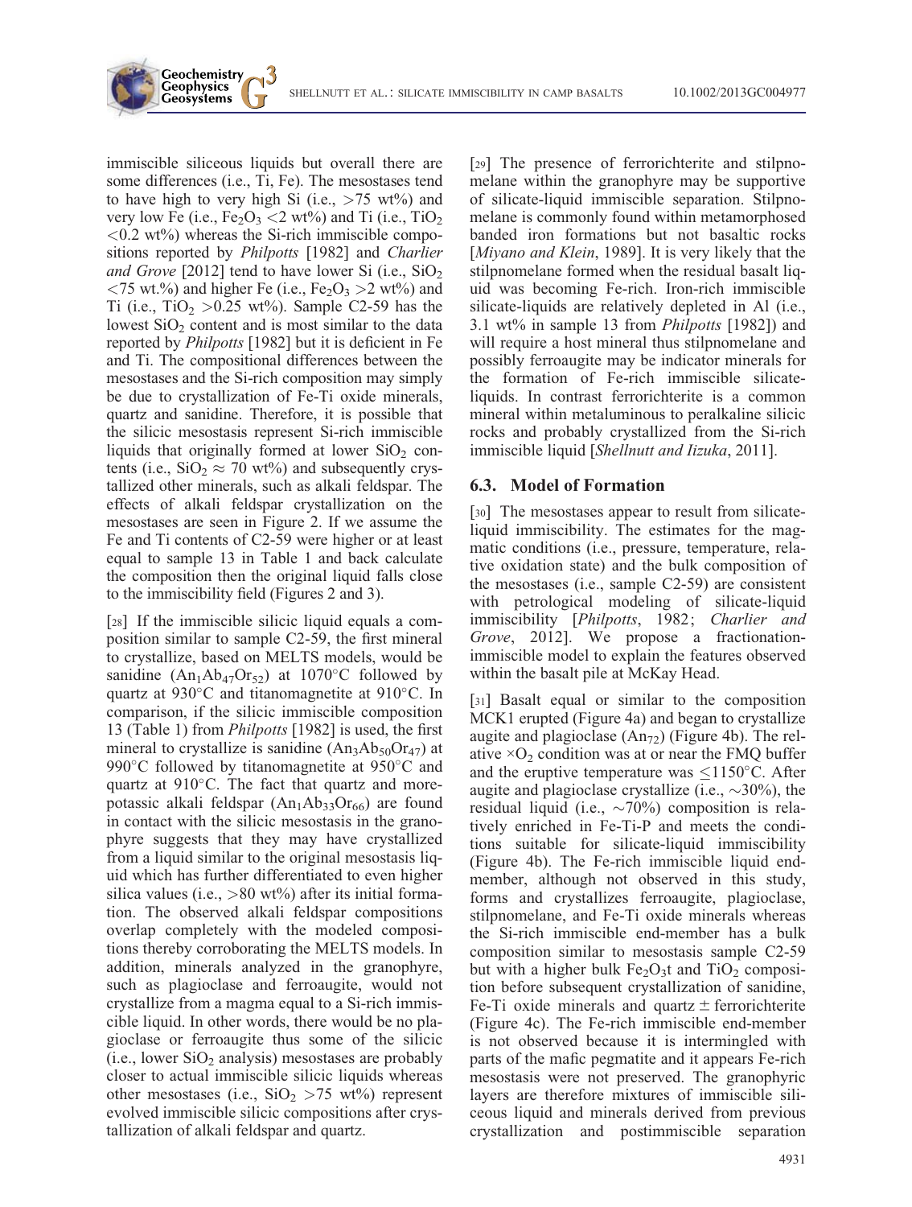immiscible siliceous liquids but overall there are some differences (i.e., Ti, Fe). The mesostases tend to have high to very high Si (i.e., >75 wt%) and very low Fe (i.e., $Fe_2O_3$ <2 wt%) and Ti (i.e., $TiO_2$ <0.2 wt%) whereas the Si-rich immiscible compositions reported by *Philpotts* [1982] and *Charlier and Grove* [2012] tend to have lower Si (i.e., $SiO_2$ <75 wt.%) and higher Fe (i.e., $Fe_2O_3$ >2 wt%) and Ti (i.e., $TiO_2$ >0.25 wt%). Sample C2-59 has the lowest $SiO_2$ content and is most similar to the data reported by *Philpotts* [1982] but it is deficient in Fe and Ti. The compositional differences between the mesostases and the Si-rich composition may simply be due to crystallization of Fe-Ti oxide minerals, quartz and sanidine. Therefore, it is possible that the silicic mesostasis represent Si-rich immiscible liquids that originally formed at lower $SiO_2$ contents (i.e., $SiO_2 \approx 70$ wt%) and subsequently crystallized other minerals, such as alkali feldspar. The effects of alkali feldspar crystallization on the mesostases are seen in Figure 2. If we assume the Fe and Ti contents of C2-59 were higher or at least equal to sample 13 in Table 1 and back calculate the composition then the original liquid falls close to the immiscibility field (Figures 2 and 3).

[28] If the immiscible silicic liquid equals a composition similar to sample C2-59, the first mineral to crystallize, based on MELTS models, would be sanidine ($An_1Ab_{47}Or_{52}$) at 1070°C followed by quartz at 930°C and titanomagnetite at 910°C. In comparison, if the silicic immiscible composition 13 (Table 1) from *Philpotts* [1982] is used, the first mineral to crystallize is sanidine ($An_3Ab_{50}Or_{47}$) at 990°C followed by titanomagnetite at 950°C and quartz at 910°C. The fact that quartz and more-potassic alkali feldspar ($An_1Ab_{33}Or_{66}$) are found in contact with the silicic mesostasis in the granophyre suggests that they may have crystallized from a liquid similar to the original mesostasis liquid which has further differentiated to even higher silica values (i.e., >80 wt%) after its initial formation. The observed alkali feldspar compositions overlap completely with the modeled compositions thereby corroborating the MELTS models. In addition, minerals analyzed in the granophyre, such as plagioclase and ferroaugite, would not crystallize from a magma equal to a Si-rich immiscible liquid. In other words, there would be no plagioclase or ferroaugite thus some of the silicic (i.e., lower $SiO_2$ analysis) mesostases are probably closer to actual immiscible silicic liquids whereas other mesostases (i.e., $SiO_2$ >75 wt%) represent evolved immiscible silicic compositions after crystallization of alkali feldspar and quartz.

[29] The presence of ferrorichterite and stilpnomelane within the granophyre may be supportive of silicate-liquid immiscible separation. Stilpnomelane is commonly found within metamorphosed banded iron formations but not basaltic rocks [*Miyano and Klein*, 1989]. It is very likely that the stilpnomelane formed when the residual basalt liquid was becoming Fe-rich. Iron-rich immiscible silicate-liquids are relatively depleted in Al (i.e., 3.1 wt% in sample 13 from *Philpotts* [1982]) and will require a host mineral thus stilpnomelane and possibly ferroaugite may be indicator minerals for the formation of Fe-rich immiscible silicate-liquids. In contrast ferrorichterite is a common mineral within metaluminous to peralkaline silicic rocks and probably crystallized from the Si-rich immiscible liquid [*Shellnutt and Iizuka*, 2011].

## 6.3. Model of Formation

[30] The mesostases appear to result from silicate-liquid immiscibility. The estimates for the magmatic conditions (i.e., pressure, temperature, relative oxidation state) and the bulk composition of the mesostases (i.e., sample C2-59) are consistent with petrological modeling of silicate-liquid immiscibility [*Philpotts*, 1982; *Charlier and Grove*, 2012]. We propose a fractionation-immiscible model to explain the features observed within the basalt pile at McKay Head.

[31] Basalt equal or similar to the composition MCK1 erupted (Figure 4a) and began to crystallize augite and plagioclase ($An_{72}$) (Figure 4b). The relative $\times O_2$ condition was at or near the FMQ buffer and the eruptive temperature was ≤1150°C. After augite and plagioclase crystallize (i.e., ~30%), the residual liquid (i.e., ~70%) composition is relatively enriched in Fe-Ti-P and meets the conditions suitable for silicate-liquid immiscibility (Figure 4b). The Fe-rich immiscible liquid end-member, although not observed in this study, forms and crystallizes ferroaugite, plagioclase, stilpnomelane, and Fe-Ti oxide minerals whereas the Si-rich immiscible end-member has a bulk composition similar to mesostasis sample C2-59 but with a higher bulk $Fe_2O_3$t and $TiO_2$ composition before subsequent crystallization of sanidine, Fe-Ti oxide minerals and quartz ± ferrorichterite (Figure 4c). The Fe-rich immiscible end-member is not observed because it is intermingled with parts of the mafic pegmatite and it appears Fe-rich mesostasis were not preserved. The granophyric layers are therefore mixtures of immiscible siliceous liquid and minerals derived from previous crystallization and postimmiscible separation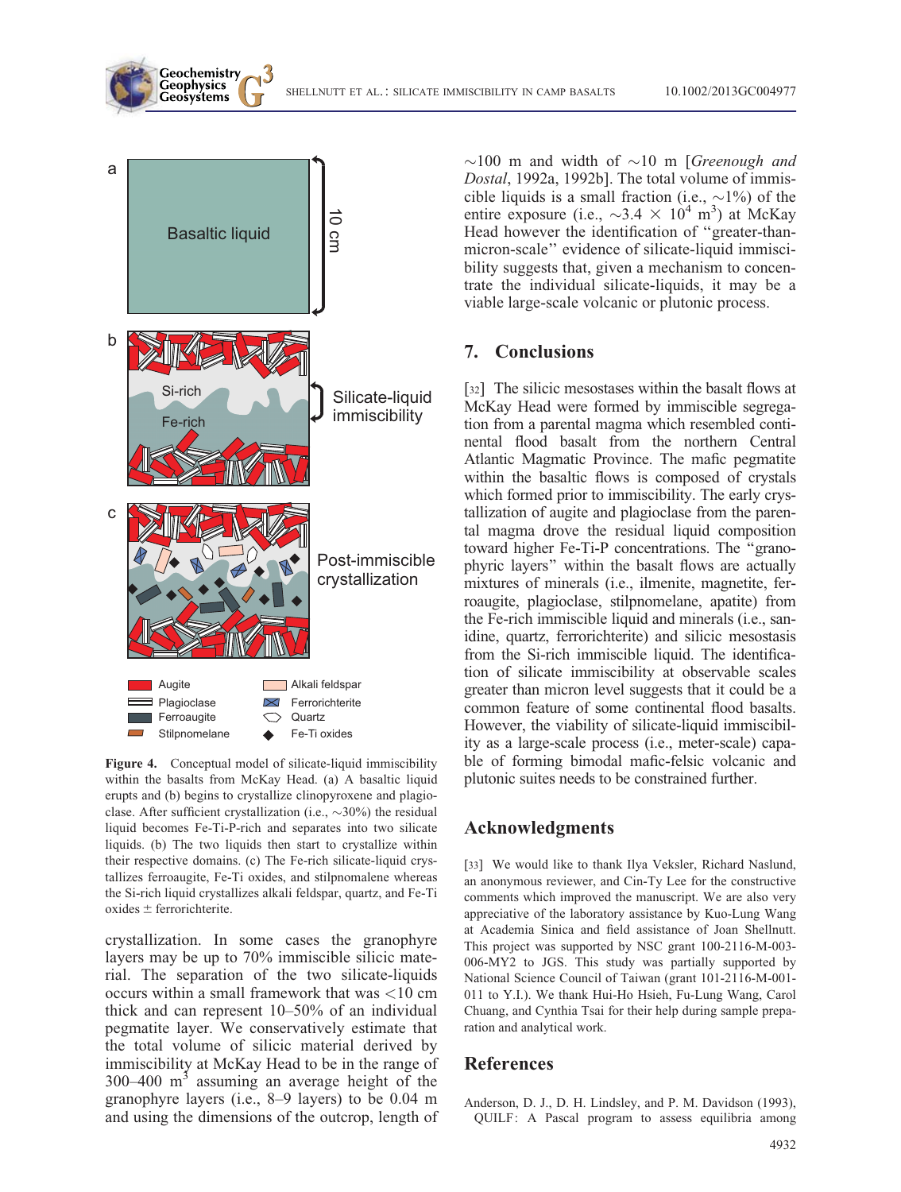**Figure 4.** Conceptual model of silicate-liquid immiscibility within the basalts from McKay Head. (a) A basaltic liquid erupts and (b) begins to crystallize clinopyroxene and plagioclase. After sufficient crystallization (i.e., ~30%) the residual liquid becomes Fe-Ti-P-rich and separates into two silicate liquids. (b) The two liquids then start to crystallize within their respective domains. (c) The Fe-rich silicate-liquid crystallizes ferroaugite, Fe-Ti oxides, and stilpnomalene whereas the Si-rich liquid crystallizes alkali feldspar, quartz, and Fe-Ti oxides ± ferrorichterite.

crystallization. In some cases the granophyre layers may be up to 70% immiscible silicic material. The separation of the two silicate-liquids occurs within a small framework that was <10 cm thick and can represent 10–50% of an individual pegmatite layer. We conservatively estimate that the total volume of silicic material derived by immiscibility at McKay Head to be in the range of 300–400 $m^3$ assuming an average height of the granophyre layers (i.e., 8–9 layers) to be 0.04 m and using the dimensions of the outcrop, length of ~100 m and width of ~10 m [*Greenough and Dostal*, 1992a, 1992b]. The total volume of immiscible liquids is a small fraction (i.e., ~1%) of the entire exposure (i.e., ~$3.4 \times 10^4$ $m^3$) at McKay Head however the identification of "greater-than-micron-scale" evidence of silicate-liquid immiscibility suggests that, given a mechanism to concentrate the individual silicate-liquids, it may be a viable large-scale volcanic or plutonic process.

## 7. Conclusions

[32] The silicic mesostases within the basalt flows at McKay Head were formed by immiscible segregation from a parental magma which resembled continental flood basalt from the northern Central Atlantic Magmatic Province. The mafic pegmatite within the basaltic flows is composed of crystals which formed prior to immiscibility. The early crystallization of augite and plagioclase from the parental magma drove the residual liquid composition toward higher Fe-Ti-P concentrations. The "granophyric layers" within the basalt flows are actually mixtures of minerals (i.e., ilmenite, magnetite, ferroaugite, plagioclase, stilpnomelane, apatite) from the Fe-rich immiscible liquid and minerals (i.e., sanidine, quartz, ferrorichterite) and silicic mesostasis from the Si-rich immiscible liquid. The identification of silicate immiscibility at observable scales greater than micron level suggests that it could be a common feature of some continental flood basalts. However, the viability of silicate-liquid immiscibility as a large-scale process (i.e., meter-scale) capable of forming bimodal mafic-felsic volcanic and plutonic suites needs to be constrained further.

## Acknowledgments

[33] We would like to thank Ilya Veksler, Richard Naslund, an anonymous reviewer, and Cin-Ty Lee for the constructive comments which improved the manuscript. We are also very appreciative of the laboratory assistance by Kuo-Lung Wang at Academia Sinica and field assistance of Joan Shellnutt. This project was supported by NSC grant 100-2116-M-003-006-MY2 to JGS. This study was partially supported by National Science Council of Taiwan (grant 101-2116-M-001-011 to Y.I.). We thank Hui-Ho Hsieh, Fu-Lung Wang, Carol Chuang, and Cynthia Tsai for their help during sample preparation and analytical work.

## References

Anderson, D. J., D. H. Lindsley, and P. M. Davidson (1993), QUILF: A Pascal program to assess equilibria among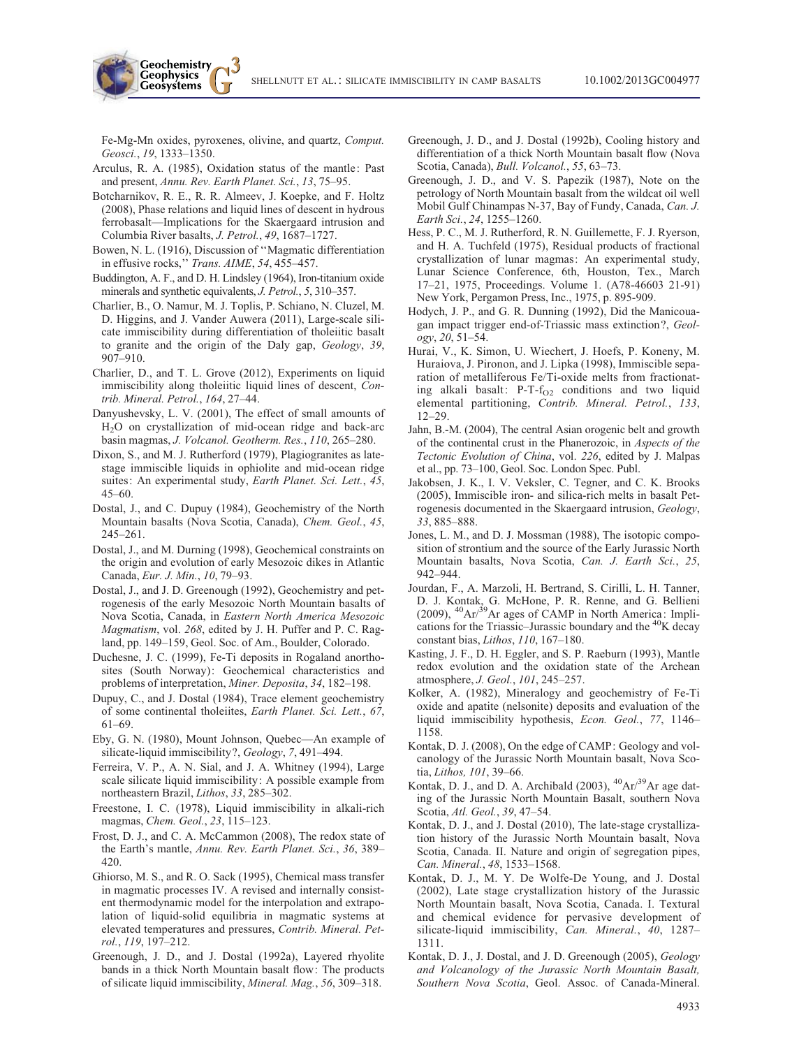Fe-Mg-Mn oxides, pyroxenes, olivine, and quartz, *Comput. Geosci.*, *19*, 1333–1350.

Arculus, R. A. (1985), Oxidation status of the mantle: Past and present, *Annu. Rev. Earth Planet. Sci.*, *13*, 75–95.

Botcharnikov, R. E., R. R. Almeev, J. Koepke, and F. Holtz (2008), Phase relations and liquid lines of descent in hydrous ferrobasalt—Implications for the Skaergaard intrusion and Columbia River basalts, *J. Petrol.*, *49*, 1687–1727.

Bowen, N. L. (1916), Discussion of ''Magmatic differentiation in effusive rocks,'' *Trans. AIME*, *54*, 455–457.

Buddington, A. F., and D. H. Lindsley (1964), Iron-titanium oxide minerals and synthetic equivalents, *J. Petrol.*, *5*, 310–357.

Charlier, B., O. Namur, M. J. Toplis, P. Schiano, N. Cluzel, M. D. Higgins, and J. Vander Auwera (2011), Large-scale silicate immiscibility during differentiation of tholeiitic basalt to granite and the origin of the Daly gap, *Geology*, *39*, 907–910.

Charlier, D., and T. L. Grove (2012), Experiments on liquid immiscibility along tholeiitic liquid lines of descent, *Contrib. Mineral. Petrol.*, *164*, 27–44.

Danyushevsky, L. V. (2001), The effect of small amounts of $H_2O$ on crystallization of mid-ocean ridge and back-arc basin magmas, *J. Volcanol. Geotherm. Res.*, *110*, 265–280.

Dixon, S., and M. J. Rutherford (1979), Plagiogranites as late-stage immiscible liquids in ophiolite and mid-ocean ridge suites: An experimental study, *Earth Planet. Sci. Lett.*, *45*, 45–60.

Dostal, J., and C. Dupuy (1984), Geochemistry of the North Mountain basalts (Nova Scotia, Canada), *Chem. Geol.*, *45*, 245–261.

Dostal, J., and M. Durning (1998), Geochemical constraints on the origin and evolution of early Mesozoic dikes in Atlantic Canada, *Eur. J. Min.*, *10*, 79–93.

Dostal, J., and J. D. Greenough (1992), Geochemistry and petrogenesis of the early Mesozoic North Mountain basalts of Nova Scotia, Canada, in *Eastern North America Mesozoic Magmatism*, vol. *268*, edited by J. H. Puffer and P. C. Ragland, pp. 149–159, Geol. Soc. of Am., Boulder, Colorado.

Duchesne, J. C. (1999), Fe-Ti deposits in Rogaland anorthosites (South Norway): Geochemical characteristics and problems of interpretation, *Miner. Deposita*, *34*, 182–198.

Dupuy, C., and J. Dostal (1984), Trace element geochemistry of some continental tholeiites, *Earth Planet. Sci. Lett.*, *67*, 61–69.

Eby, G. N. (1980), Mount Johnson, Quebec—An example of silicate-liquid immiscibility?, *Geology*, *7*, 491–494.

Ferreira, V. P., A. N. Sial, and J. A. Whitney (1994), Large scale silicate liquid immiscibility: A possible example from northeastern Brazil, *Lithos*, *33*, 285–302.

Freestone, I. C. (1978), Liquid immiscibility in alkali-rich magmas, *Chem. Geol.*, *23*, 115–123.

Frost, D. J., and C. A. McCammon (2008), The redox state of the Earth's mantle, *Annu. Rev. Earth Planet. Sci.*, *36*, 389–420.

Ghiorso, M. S., and R. O. Sack (1995), Chemical mass transfer in magmatic processes IV. A revised and internally consistent thermodynamic model for the interpolation and extrapolation of liquid-solid equilibria in magmatic systems at elevated temperatures and pressures, *Contrib. Mineral. Petrol.*, *119*, 197–212.

Greenough, J. D., and J. Dostal (1992a), Layered rhyolite bands in a thick North Mountain basalt flow: The products of silicate liquid immiscibility, *Mineral. Mag.*, *56*, 309–318.

Greenough, J. D., and J. Dostal (1992b), Cooling history and differentiation of a thick North Mountain basalt flow (Nova Scotia, Canada), *Bull. Volcanol.*, *55*, 63–73.

Greenough, J. D., and V. S. Papezik (1987), Note on the petrology of North Mountain basalt from the wildcat oil well Mobil Gulf Chinampas N-37, Bay of Fundy, Canada, *Can. J. Earth Sci.*, *24*, 1255–1260.

Hess, P. C., M. J. Rutherford, R. N. Guillemette, F. J. Ryerson, and H. A. Tuchfeld (1975), Residual products of fractional crystallization of lunar magmas: An experimental study, Lunar Science Conference, 6th, Houston, Tex., March 17–21, 1975, Proceedings. Volume 1. (A78-46603 21-91) New York, Pergamon Press, Inc., 1975, p. 895-909.

Hodych, J. P., and G. R. Dunning (1992), Did the Manicouagan impact trigger end-of-Triassic mass extinction?, *Geology*, *20*, 51–54.

Hurai, V., K. Simon, U. Wiechert, J. Hoefs, P. Koneny, M. Huraiova, J. Pironon, and J. Lipka (1998), Immiscible separation of metalliferous Fe/Ti-oxide melts from fractionating alkali basalt: P-T-$f_{O2}$ conditions and two liquid elemental partitioning, *Contrib. Mineral. Petrol.*, *133*, 12–29.

Jahn, B.-M. (2004), The central Asian orogenic belt and growth of the continental crust in the Phanerozoic, in *Aspects of the Tectonic Evolution of China*, vol. *226*, edited by J. Malpas et al., pp. 73–100, Geol. Soc. London Spec. Publ.

Jakobsen, J. K., I. V. Veksler, C. Tegner, and C. K. Brooks (2005), Immiscible iron- and silica-rich melts in basalt Petrogenesis documented in the Skaergaard intrusion, *Geology*, *33*, 885–888.

Jones, L. M., and D. J. Mossman (1988), The isotopic composition of strontium and the source of the Early Jurassic North Mountain basalts, Nova Scotia, *Can. J. Earth Sci.*, *25*, 942–944.

Jourdan, F., A. Marzoli, H. Bertrand, S. Cirilli, L. H. Tanner, D. J. Kontak, G. McHone, P. R. Renne, and G. Bellieni (2009), $^{40}Ar/^{39}Ar$ ages of CAMP in North America: Implications for the Triassic–Jurassic boundary and the $^{40}K$ decay constant bias, *Lithos*, *110*, 167–180.

Kasting, J. F., D. H. Eggler, and S. P. Raeburn (1993), Mantle redox evolution and the oxidation state of the Archean atmosphere, *J. Geol.*, *101*, 245–257.

Kolker, A. (1982), Mineralogy and geochemistry of Fe-Ti oxide and apatite (nelsonite) deposits and evaluation of the liquid immiscibility hypothesis, *Econ. Geol.*, *77*, 1146–1158.

Kontak, D. J. (2008), On the edge of CAMP: Geology and volcanology of the Jurassic North Mountain basalt, Nova Scotia, *Lithos, 101*, 39–66.

Kontak, D. J., and D. A. Archibald (2003), $^{40}Ar/^{39}Ar$ age dating of the Jurassic North Mountain Basalt, southern Nova Scotia, *Atl. Geol.*, *39*, 47–54.

Kontak, D. J., and J. Dostal (2010), The late-stage crystallization history of the Jurassic North Mountain basalt, Nova Scotia, Canada. II. Nature and origin of segregation pipes, *Can. Mineral.*, *48*, 1533–1568.

Kontak, D. J., M. Y. De Wolfe-De Young, and J. Dostal (2002), Late stage crystallization history of the Jurassic North Mountain basalt, Nova Scotia, Canada. I. Textural and chemical evidence for pervasive development of silicate-liquid immiscibility, *Can. Mineral.*, *40*, 1287–1311.

Kontak, D. J., J. Dostal, and J. D. Greenough (2005), *Geology and Volcanology of the Jurassic North Mountain Basalt, Southern Nova Scotia*, Geol. Assoc. of Canada-Mineral.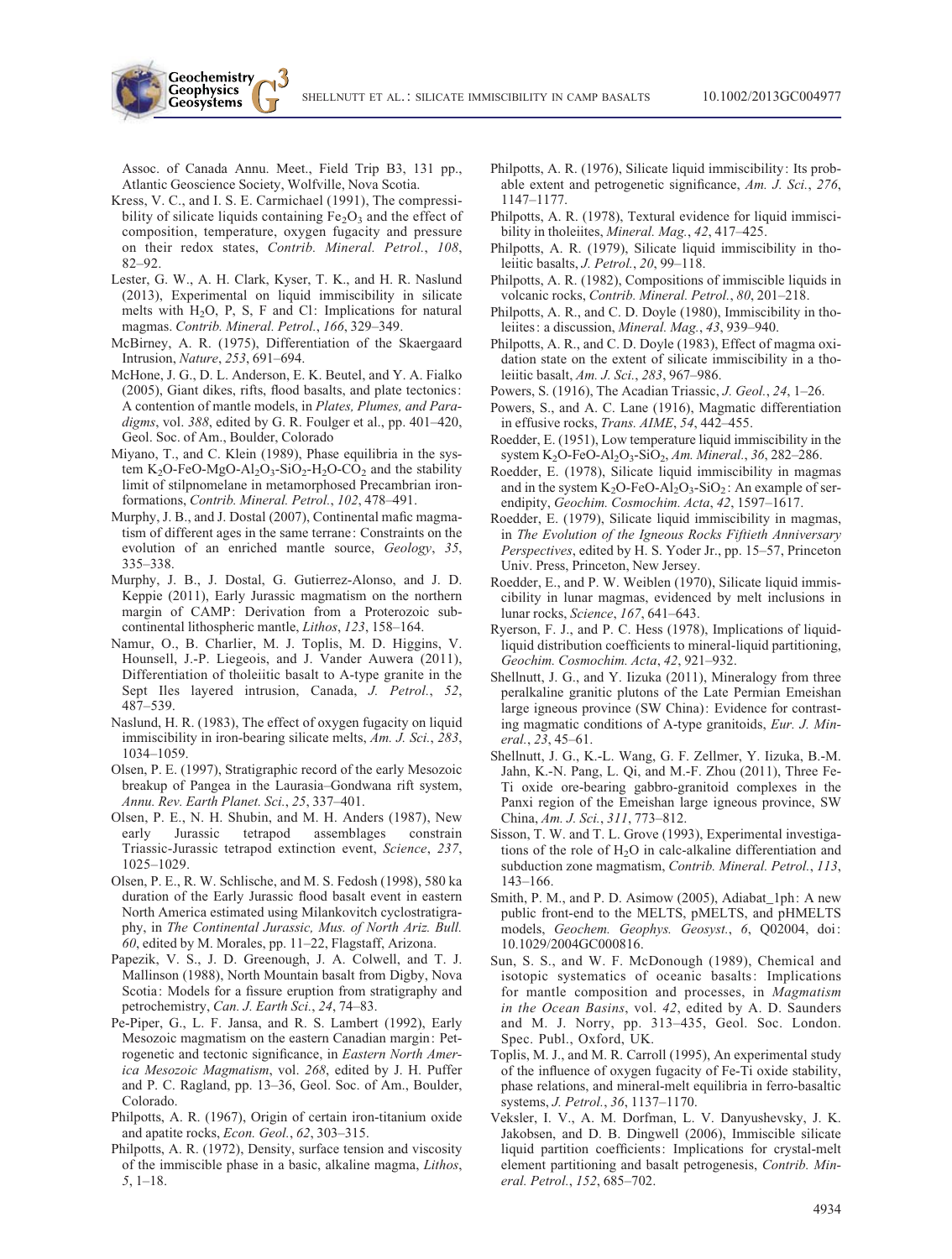Assoc. of Canada Annu. Meet., Field Trip B3, 131 pp., Atlantic Geoscience Society, Wolfville, Nova Scotia.

Kress, V. C., and I. S. E. Carmichael (1991), The compressibility of silicate liquids containing $Fe_2O_3$ and the effect of composition, temperature, oxygen fugacity and pressure on their redox states, *Contrib. Mineral. Petrol.*, *108*, 82–92.

Lester, G. W., A. H. Clark, Kyser, T. K., and H. R. Naslund (2013), Experimental on liquid immiscibility in silicate melts with $H_2O$, P, S, F and Cl: Implications for natural magmas. *Contrib. Mineral. Petrol.*, *166*, 329–349.

McBirney, A. R. (1975), Differentiation of the Skaergaard Intrusion, *Nature*, *253*, 691–694.

McHone, J. G., D. L. Anderson, E. K. Beutel, and Y. A. Fialko (2005), Giant dikes, rifts, flood basalts, and plate tectonics: A contention of mantle models, in *Plates, Plumes, and Paradigms*, vol. *388*, edited by G. R. Foulger et al., pp. 401–420, Geol. Soc. of Am., Boulder, Colorado

Miyano, T., and C. Klein (1989), Phase equilibria in the system $K_2O$-FeO-MgO-$Al_2O_3$-$SiO_2$-$H_2O$-$CO_2$ and the stability limit of stilpnomelane in metamorphosed Precambrian iron-formations, *Contrib. Mineral. Petrol.*, *102*, 478–491.

Murphy, J. B., and J. Dostal (2007), Continental mafic magmatism of different ages in the same terrane: Constraints on the evolution of an enriched mantle source, *Geology*, *35*, 335–338.

Murphy, J. B., J. Dostal, G. Gutierrez-Alonso, and J. D. Keppie (2011), Early Jurassic magmatism on the northern margin of CAMP: Derivation from a Proterozoic subcontinental lithospheric mantle, *Lithos*, *123*, 158–164.

Namur, O., B. Charlier, M. J. Toplis, M. D. Higgins, V. Hounsell, J.-P. Liegeois, and J. Vander Auwera (2011), Differentiation of tholeiitic basalt to A-type granite in the Sept Iles layered intrusion, Canada, *J. Petrol.*, *52*, 487–539.

Naslund, H. R. (1983), The effect of oxygen fugacity on liquid immiscibility in iron-bearing silicate melts, *Am. J. Sci.*, *283*, 1034–1059.

Olsen, P. E. (1997), Stratigraphic record of the early Mesozoic breakup of Pangea in the Laurasia–Gondwana rift system, *Annu. Rev. Earth Planet. Sci.*, *25*, 337–401.

Olsen, P. E., N. H. Shubin, and M. H. Anders (1987), New early Jurassic tetrapod assemblages constrain Triassic-Jurassic tetrapod extinction event, *Science*, *237*, 1025–1029.

Olsen, P. E., R. W. Schlische, and M. S. Fedosh (1998), 580 ka duration of the Early Jurassic flood basalt event in eastern North America estimated using Milankovitch cyclostratigraphy, in *The Continental Jurassic, Mus. of North Ariz. Bull. 60*, edited by M. Morales, pp. 11–22, Flagstaff, Arizona.

Papezik, V. S., J. D. Greenough, J. A. Colwell, and T. J. Mallinson (1988), North Mountain basalt from Digby, Nova Scotia: Models for a fissure eruption from stratigraphy and petrochemistry, *Can. J. Earth Sci.*, *24*, 74–83.

Pe-Piper, G., L. F. Jansa, and R. S. Lambert (1992), Early Mesozoic magmatism on the eastern Canadian margin: Petrogenetic and tectonic significance, in *Eastern North America Mesozoic Magmatism*, vol. *268*, edited by J. H. Puffer and P. C. Ragland, pp. 13–36, Geol. Soc. of Am., Boulder, Colorado.

Philpotts, A. R. (1967), Origin of certain iron-titanium oxide and apatite rocks, *Econ. Geol.*, *62*, 303–315.

Philpotts, A. R. (1972), Density, surface tension and viscosity of the immiscible phase in a basic, alkaline magma, *Lithos*, *5*, 1–18.

Philpotts, A. R. (1976), Silicate liquid immiscibility: Its probable extent and petrogenetic significance, *Am. J. Sci.*, *276*, 1147–1177.

Philpotts, A. R. (1978), Textural evidence for liquid immiscibility in tholeiites, *Mineral. Mag.*, *42*, 417–425.

Philpotts, A. R. (1979), Silicate liquid immiscibility in tholeiitic basalts, *J. Petrol.*, *20*, 99–118.

Philpotts, A. R. (1982), Compositions of immiscible liquids in volcanic rocks, *Contrib. Mineral. Petrol.*, *80*, 201–218.

Philpotts, A. R., and C. D. Doyle (1980), Immiscibility in tholeiites: a discussion, *Mineral. Mag.*, *43*, 939–940.

Philpotts, A. R., and C. D. Doyle (1983), Effect of magma oxidation state on the extent of silicate immiscibility in a tholeiitic basalt, *Am. J. Sci.*, *283*, 967–986.

Powers, S. (1916), The Acadian Triassic, *J. Geol.*, *24*, 1–26.

Powers, S., and A. C. Lane (1916), Magmatic differentiation in effusive rocks, *Trans. AIME*, *54*, 442–455.

Roedder, E. (1951), Low temperature liquid immiscibility in the system $K_2O$-FeO-$Al_2O_3$-$SiO_2$, *Am. Mineral.*, *36*, 282–286.

Roedder, E. (1978), Silicate liquid immiscibility in magmas and in the system $K_2O$-FeO-$Al_2O_3$-$SiO_2$: An example of serendipity, *Geochim. Cosmochim. Acta*, *42*, 1597–1617.

Roedder, E. (1979), Silicate liquid immiscibility in magmas, in *The Evolution of the Igneous Rocks Fiftieth Anniversary Perspectives*, edited by H. S. Yoder Jr., pp. 15–57, Princeton Univ. Press, Princeton, New Jersey.

Roedder, E., and P. W. Weiblen (1970), Silicate liquid immiscibility in lunar magmas, evidenced by melt inclusions in lunar rocks, *Science*, *167*, 641–643.

Ryerson, F. J., and P. C. Hess (1978), Implications of liquid-liquid distribution coefficients to mineral-liquid partitioning, *Geochim. Cosmochim. Acta*, *42*, 921–932.

Shellnutt, J. G., and Y. Iizuka (2011), Mineralogy from three peralkaline granitic plutons of the Late Permian Emeishan large igneous province (SW China): Evidence for contrasting magmatic conditions of A-type granitoids, *Eur. J. Mineral.*, *23*, 45–61.

Shellnutt, J. G., K.-L. Wang, G. F. Zellmer, Y. Iizuka, B.-M. Jahn, K.-N. Pang, L. Qi, and M.-F. Zhou (2011), Three Fe-Ti oxide ore-bearing gabbro-granitoid complexes in the Panxi region of the Emeishan large igneous province, SW China, *Am. J. Sci.*, *311*, 773–812.

Sisson, T. W. and T. L. Grove (1993), Experimental investigations of the role of $H_2O$ in calc-alkaline differentiation and subduction zone magmatism, *Contrib. Mineral. Petrol.*, *113*, 143–166.

Smith, P. M., and P. D. Asimow (2005), Adiabat_1ph: A new public front-end to the MELTS, pMELTS, and pHMELTS models, *Geochem. Geophys. Geosyst.*, *6*, Q02004, doi: 10.1029/2004GC000816.

Sun, S. S., and W. F. McDonough (1989), Chemical and isotopic systematics of oceanic basalts: Implications for mantle composition and processes, in *Magmatism in the Ocean Basins*, vol. *42*, edited by A. D. Saunders and M. J. Norry, pp. 313–435, Geol. Soc. London. Spec. Publ., Oxford, UK.

Toplis, M. J., and M. R. Carroll (1995), An experimental study of the influence of oxygen fugacity of Fe-Ti oxide stability, phase relations, and mineral-melt equilibria in ferro-basaltic systems, *J. Petrol.*, *36*, 1137–1170.

Veksler, I. V., A. M. Dorfman, L. V. Danyushevsky, J. K. Jakobsen, and D. B. Dingwell (2006), Immiscible silicate liquid partition coefficients: Implications for crystal-melt element partitioning and basalt petrogenesis, *Contrib. Mineral. Petrol.*, *152*, 685–702.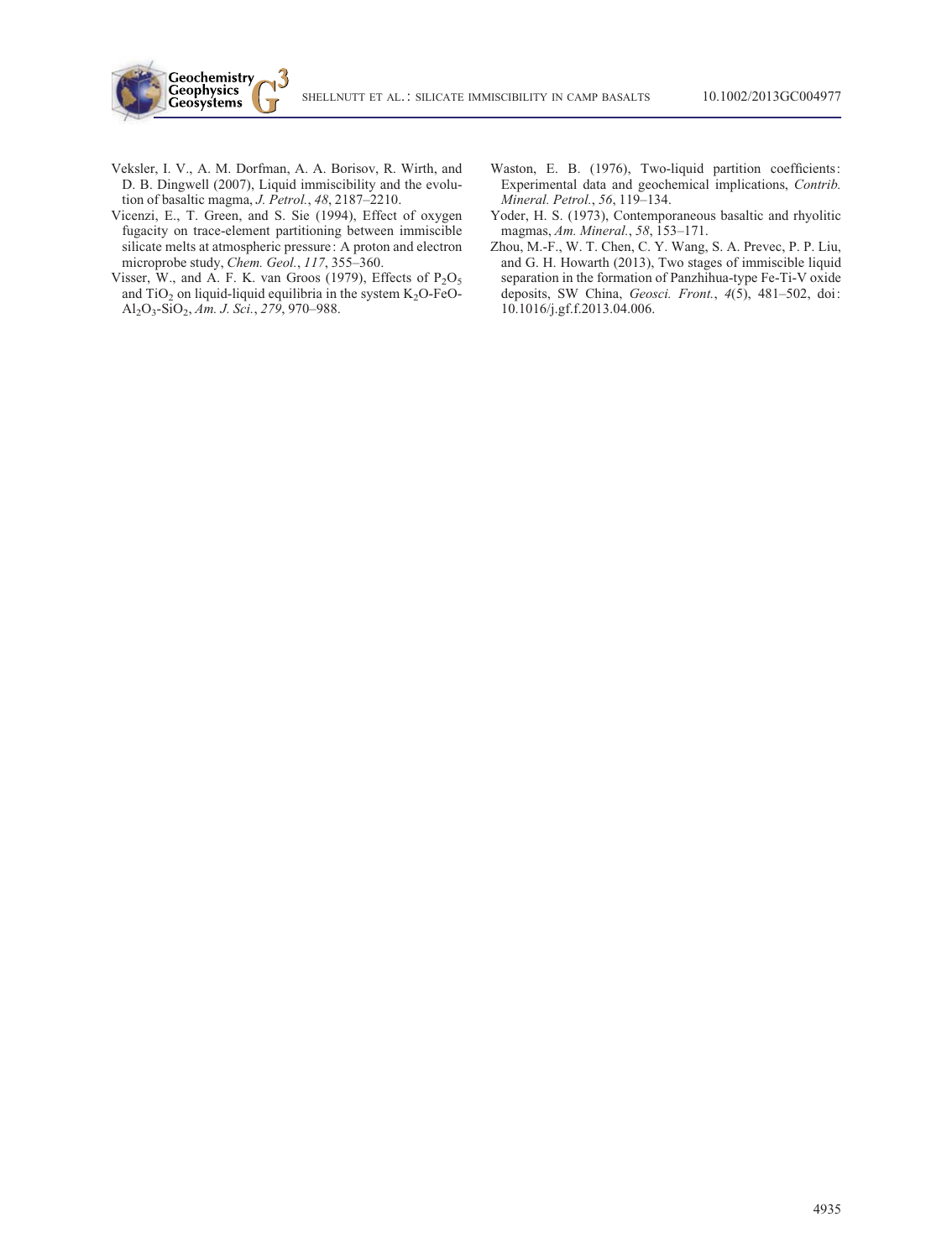Veksler, I. V., A. M. Dorfman, A. A. Borisov, R. Wirth, and D. B. Dingwell (2007), Liquid immiscibility and the evolution of basaltic magma, *J. Petrol.*, *48*, 2187–2210.

Vicenzi, E., T. Green, and S. Sie (1994), Effect of oxygen fugacity on trace-element partitioning between immiscible silicate melts at atmospheric pressure: A proton and electron microprobe study, *Chem. Geol.*, *117*, 355–360.

Visser, W., and A. F. K. van Groos (1979), Effects of $P_2O_5$ and $TiO_2$ on liquid-liquid equilibria in the system $K_2O$-FeO-$Al_2O_3$-$SiO_2$, *Am. J. Sci.*, *279*, 970–988.

Waston, E. B. (1976), Two-liquid partition coefficients: Experimental data and geochemical implications, *Contrib. Mineral. Petrol.*, *56*, 119–134.

Yoder, H. S. (1973), Contemporaneous basaltic and rhyolitic magmas, *Am. Mineral.*, *58*, 153–171.

Zhou, M.-F., W. T. Chen, C. Y. Wang, S. A. Prevec, P. P. Liu, and G. H. Howarth (2013), Two stages of immiscible liquid separation in the formation of Panzhihua-type Fe-Ti-V oxide deposits, SW China, *Geosci. Front.*, *4*(5), 481–502, doi: 10.1016/j.gf.f.2013.04.006.